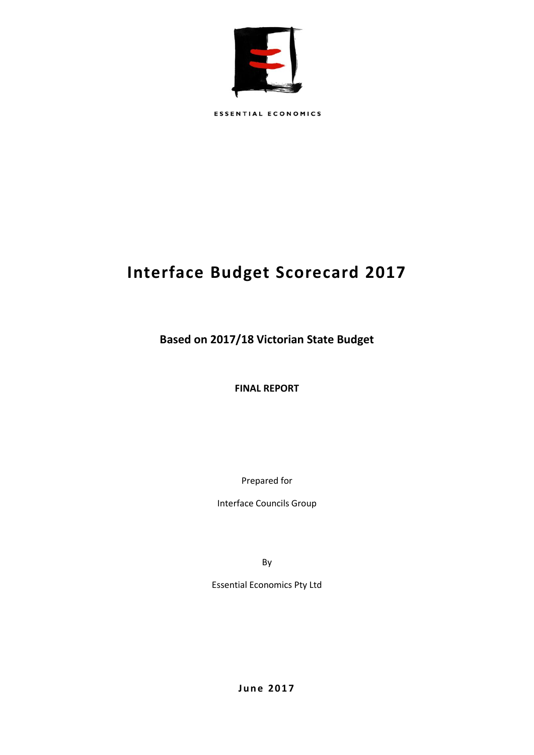ESSENTIAL ECONOMICS

# Interface Budget Scorecard 2017

## Based on 2017/18 Victorian State Budget

**FINAL REPORT**

Prepared for

Interface Councils Group

By

Essential Economics Pty Ltd

**June 2017**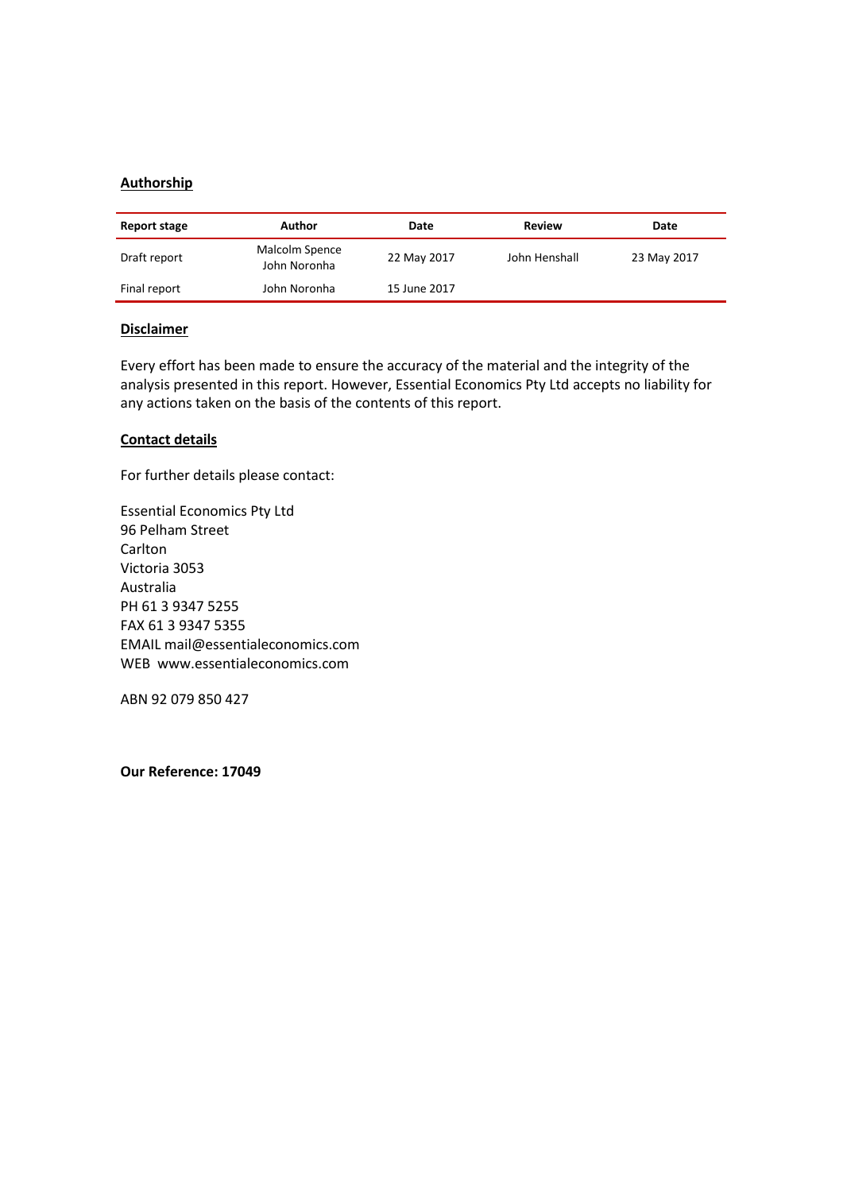**Authorship**

| Report stage | Author | Date | Review | Date |
|---|---|---|---|---|
| Draft report | Malcolm Spence<br>John Noronha | 22 May 2017 | John Henshall | 23 May 2017 |
| Final report | John Noronha | 15 June 2017 | | |

**Disclaimer**

Every effort has been made to ensure the accuracy of the material and the integrity of the analysis presented in this report. However, Essential Economics Pty Ltd accepts no liability for any actions taken on the basis of the contents of this report.

**Contact details**

For further details please contact:

Essential Economics Pty Ltd
96 Pelham Street
Carlton
Victoria 3053
Australia
PH 61 3 9347 5255
FAX 61 3 9347 5355
EMAIL mail@essentialeconomics.com
WEB www.essentialeconomics.com

ABN 92 079 850 427

**Our Reference: 17049**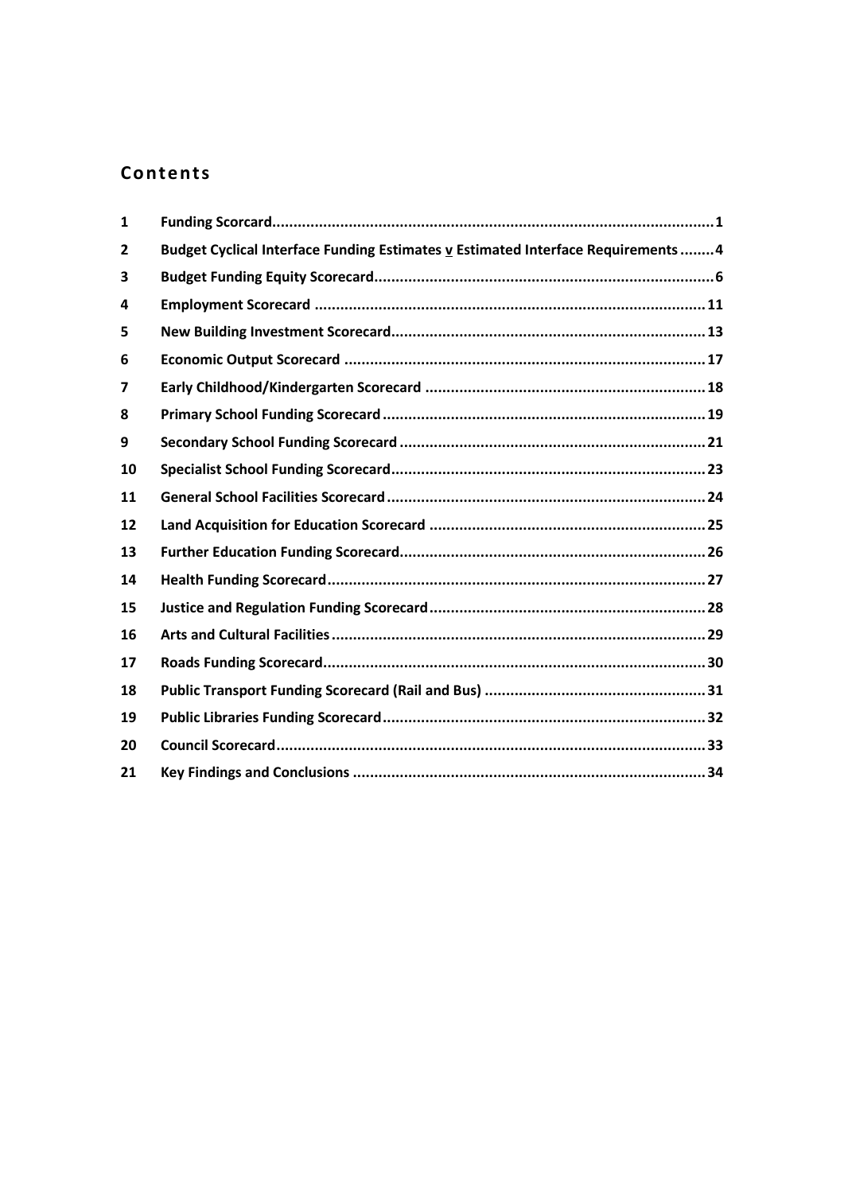## Contents

| | | |
|---|---|---|
| 1 | Funding Scorcard | 1 |
| 2 | Budget Cyclical Interface Funding Estimates v Estimated Interface Requirements | 4 |
| 3 | Budget Funding Equity Scorecard | 6 |
| 4 | Employment Scorecard | 11 |
| 5 | New Building Investment Scorecard | 13 |
| 6 | Economic Output Scorecard | 17 |
| 7 | Early Childhood/Kindergarten Scorecard | 18 |
| 8 | Primary School Funding Scorecard | 19 |
| 9 | Secondary School Funding Scorecard | 21 |
| 10 | Specialist School Funding Scorecard | 23 |
| 11 | General School Facilities Scorecard | 24 |
| 12 | Land Acquisition for Education Scorecard | 25 |
| 13 | Further Education Funding Scorecard | 26 |
| 14 | Health Funding Scorecard | 27 |
| 15 | Justice and Regulation Funding Scorecard | 28 |
| 16 | Arts and Cultural Facilities | 29 |
| 17 | Roads Funding Scorecard | 30 |
| 18 | Public Transport Funding Scorecard (Rail and Bus) | 31 |
| 19 | Public Libraries Funding Scorecard | 32 |
| 20 | Council Scorecard | 33 |
| 21 | Key Findings and Conclusions | 34 |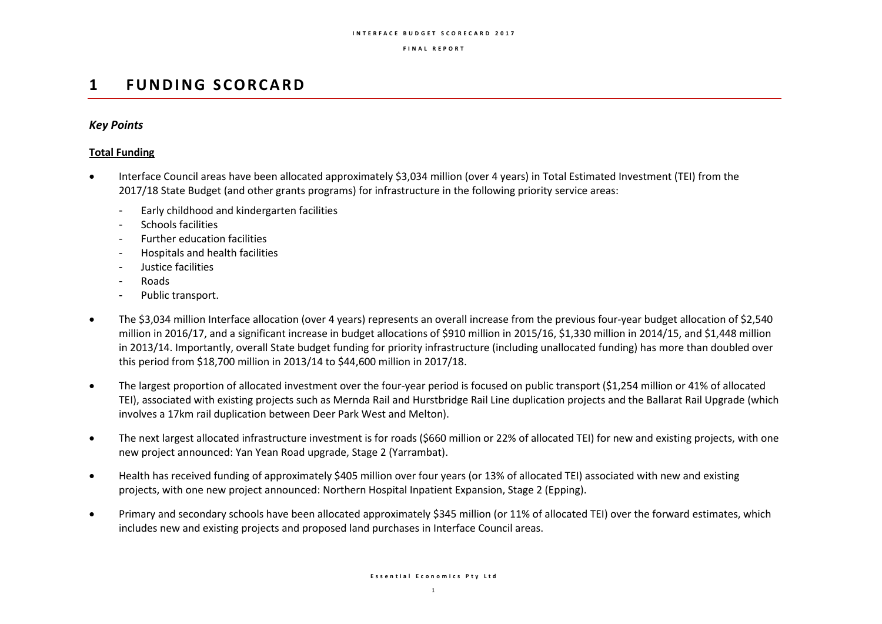# 1 FUNDING SCORCARD

### *Key Points*

**Total Funding**

- Interface Council areas have been allocated approximately $3,034 million (over 4 years) in Total Estimated Investment (TEI) from the 2017/18 State Budget (and other grants programs) for infrastructure in the following priority service areas:
  - Early childhood and kindergarten facilities
  - Schools facilities
  - Further education facilities
  - Hospitals and health facilities
  - Justice facilities
  - Roads
  - Public transport.
- The $3,034 million Interface allocation (over 4 years) represents an overall increase from the previous four-year budget allocation of $2,540 million in 2016/17, and a significant increase in budget allocations of $910 million in 2015/16, $1,330 million in 2014/15, and $1,448 million in 2013/14. Importantly, overall State budget funding for priority infrastructure (including unallocated funding) has more than doubled over this period from $18,700 million in 2013/14 to $44,600 million in 2017/18.
- The largest proportion of allocated investment over the four-year period is focused on public transport ($1,254 million or 41% of allocated TEI), associated with existing projects such as Mernda Rail and Hurstbridge Rail Line duplication projects and the Ballarat Rail Upgrade (which involves a 17km rail duplication between Deer Park West and Melton).
- The next largest allocated infrastructure investment is for roads ($660 million or 22% of allocated TEI) for new and existing projects, with one new project announced: Yan Yean Road upgrade, Stage 2 (Yarrambat).
- Health has received funding of approximately $405 million over four years (or 13% of allocated TEI) associated with new and existing projects, with one new project announced: Northern Hospital Inpatient Expansion, Stage 2 (Epping).
- Primary and secondary schools have been allocated approximately $345 million (or 11% of allocated TEI) over the forward estimates, which includes new and existing projects and proposed land purchases in Interface Council areas.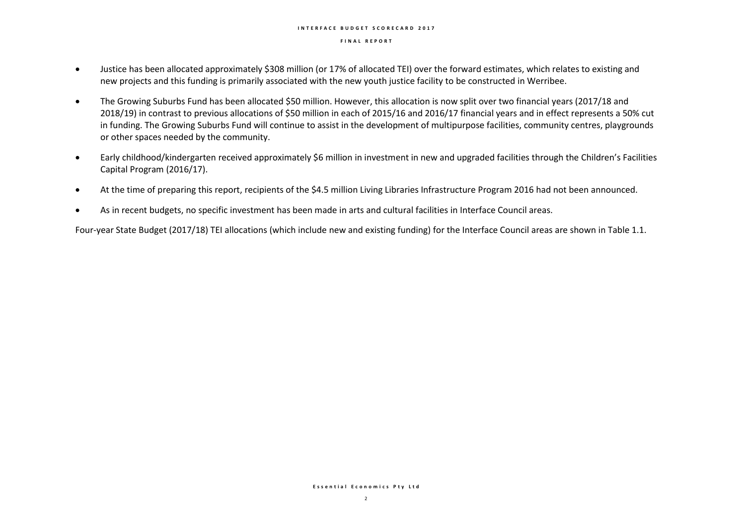- Justice has been allocated approximately $308 million (or 17% of allocated TEI) over the forward estimates, which relates to existing and new projects and this funding is primarily associated with the new youth justice facility to be constructed in Werribee.
- The Growing Suburbs Fund has been allocated $50 million. However, this allocation is now split over two financial years (2017/18 and 2018/19) in contrast to previous allocations of $50 million in each of 2015/16 and 2016/17 financial years and in effect represents a 50% cut in funding. The Growing Suburbs Fund will continue to assist in the development of multipurpose facilities, community centres, playgrounds or other spaces needed by the community.
- Early childhood/kindergarten received approximately $6 million in investment in new and upgraded facilities through the Children's Facilities Capital Program (2016/17).
- At the time of preparing this report, recipients of the $4.5 million Living Libraries Infrastructure Program 2016 had not been announced.
- As in recent budgets, no specific investment has been made in arts and cultural facilities in Interface Council areas.

Four-year State Budget (2017/18) TEI allocations (which include new and existing funding) for the Interface Council areas are shown in Table 1.1.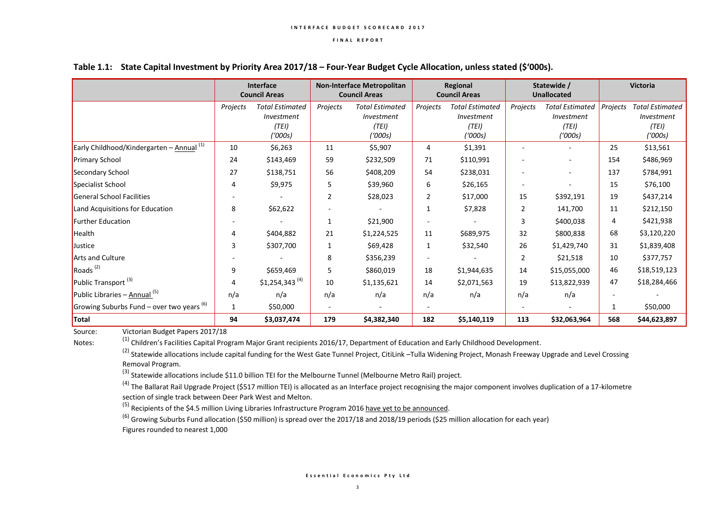**Table 1.1: State Capital Investment by Priority Area 2017/18 – Four-Year Budget Cycle Allocation, unless stated ($'000s).**

| | Interface Council Areas | | Non-Interface Metropolitan Council Areas | | Regional Council Areas | | Statewide / Unallocated | | Victoria | |
|---|---|---|---|---|---|---|---|---|---|---|
| | *Projects* | *Total Estimated Investment (TEI) ('000s)* | *Projects* | *Total Estimated Investment (TEI) ('000s)* | *Projects* | *Total Estimated Investment (TEI) ('000s)* | *Projects* | *Total Estimated Investment (TEI) ('000s)* | *Projects* | *Total Estimated Investment (TEI) ('000s)* |
| Early Childhood/Kindergarten – Annual [1] | 10 | $6,263 | 11 | $5,907 | 4 | $1,391 | - | - | 25 | $13,561 |
| Primary School | 24 | $143,469 | 59 | $232,509 | 71 | $110,991 | - | - | 154 | $486,969 |
| Secondary School | 27 | $138,751 | 56 | $408,209 | 54 | $238,031 | - | - | 137 | $784,991 |
| Specialist School | 4 | $9,975 | 5 | $39,960 | 6 | $26,165 | - | - | 15 | $76,100 |
| General School Facilities | - | - | 2 | $28,023 | 2 | $17,000 | 15 | $392,191 | 19 | $437,214 |
| Land Acquisitions for Education | 8 | $62,622 | - | - | 1 | $7,828 | 2 | 141,700 | 11 | $212,150 |
| Further Education | - | - | 1 | $21,900 | - | - | 3 | $400,038 | 4 | $421,938 |
| Health | 4 | $404,882 | 21 | $1,224,525 | 11 | $689,975 | 32 | $800,838 | 68 | $3,120,220 |
| Justice | 3 | $307,700 | 1 | $69,428 | 1 | $32,540 | 26 | $1,429,740 | 31 | $1,839,408 |
| Arts and Culture | - | - | 8 | $356,239 | - | - | 2 | $21,518 | 10 | $377,757 |
| Roads [2] | 9 | $659,469 | 5 | $860,019 | 18 | $1,944,635 | 14 | $15,055,000 | 46 | $18,519,123 |
| Public Transport [3] | 4 | $1,254,343 [4] | 10 | $1,135,621 | 14 | $2,071,563 | 19 | $13,822,939 | 47 | $18,284,466 |
| Public Libraries – Annual [5] | n/a | n/a | n/a | n/a | n/a | n/a | n/a | n/a | - | - |
| Growing Suburbs Fund – over two years [6] | 1 | $50,000 | - | - | - | - | - | - | 1 | $50,000 |
| **Total** | **94** | **$3,037,474** | **179** | **$4,382,340** | **182** | **$5,140,119** | **113** | **$32,063,964** | **568** | **$44,623,897** |

Source: Victorian Budget Papers 2017/18

Notes:
[1] Children's Facilities Capital Program Major Grant recipients 2016/17, Department of Education and Early Childhood Development.
[2] Statewide allocations include capital funding for the West Gate Tunnel Project, CitiLink –Tulla Widening Project, Monash Freeway Upgrade and Level Crossing Removal Program.
[3] Statewide allocations include $11.0 billion TEI for the Melbourne Tunnel (Melbourne Metro Rail) project.
[4] The Ballarat Rail Upgrade Project ($517 million TEI) is allocated as an Interface project recognising the major component involves duplication of a 17-kilometre section of single track between Deer Park West and Melton.
[5] Recipients of the $4.5 million Living Libraries Infrastructure Program 2016 have yet to be announced.
[6] Growing Suburbs Fund allocation ($50 million) is spread over the 2017/18 and 2018/19 periods ($25 million allocation for each year)
Figures rounded to nearest 1,000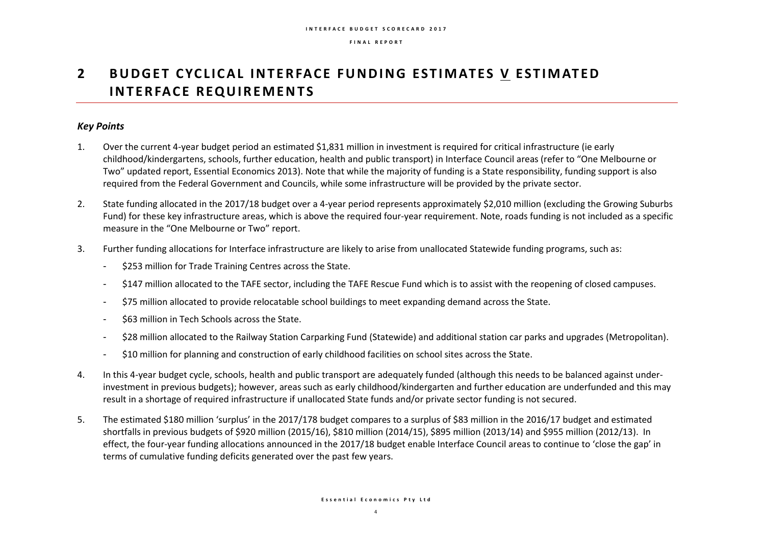# 2 BUDGET CYCLICAL INTERFACE FUNDING ESTIMATES V ESTIMATED INTERFACE REQUIREMENTS

### *Key Points*

1. Over the current 4-year budget period an estimated $1,831 million in investment is required for critical infrastructure (ie early childhood/kindergartens, schools, further education, health and public transport) in Interface Council areas (refer to "One Melbourne or Two" updated report, Essential Economics 2013). Note that while the majority of funding is a State responsibility, funding support is also required from the Federal Government and Councils, while some infrastructure will be provided by the private sector.

2. State funding allocated in the 2017/18 budget over a 4-year period represents approximately $2,010 million (excluding the Growing Suburbs Fund) for these key infrastructure areas, which is above the required four-year requirement. Note, roads funding is not included as a specific measure in the "One Melbourne or Two" report.

3. Further funding allocations for Interface infrastructure are likely to arise from unallocated Statewide funding programs, such as:
   - $253 million for Trade Training Centres across the State.
   - $147 million allocated to the TAFE sector, including the TAFE Rescue Fund which is to assist with the reopening of closed campuses.
   - $75 million allocated to provide relocatable school buildings to meet expanding demand across the State.
   - $63 million in Tech Schools across the State.
   - $28 million allocated to the Railway Station Carparking Fund (Statewide) and additional station car parks and upgrades (Metropolitan).
   - $10 million for planning and construction of early childhood facilities on school sites across the State.

4. In this 4-year budget cycle, schools, health and public transport are adequately funded (although this needs to be balanced against under-investment in previous budgets); however, areas such as early childhood/kindergarten and further education are underfunded and this may result in a shortage of required infrastructure if unallocated State funds and/or private sector funding is not secured.

5. The estimated $180 million 'surplus' in the 2017/178 budget compares to a surplus of $83 million in the 2016/17 budget and estimated shortfalls in previous budgets of $920 million (2015/16), $810 million (2014/15), $895 million (2013/14) and $955 million (2012/13). In effect, the four-year funding allocations announced in the 2017/18 budget enable Interface Council areas to continue to 'close the gap' in terms of cumulative funding deficits generated over the past few years.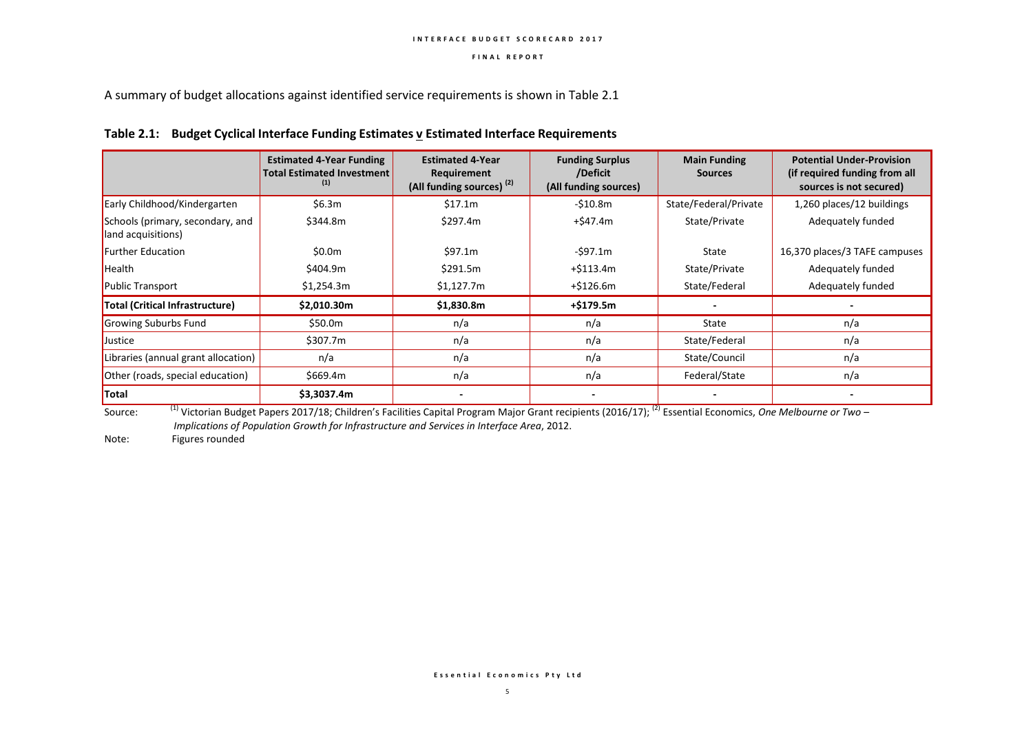A summary of budget allocations against identified service requirements is shown in Table 2.1

**Table 2.1: Budget Cyclical Interface Funding Estimates v Estimated Interface Requirements**

| | Estimated 4-Year Funding Total Estimated Investment [1] | Estimated 4-Year Requirement (All funding sources) [2] | Funding Surplus /Deficit (All funding sources) | Main Funding Sources | Potential Under-Provision (if required funding from all sources is not secured) |
|---|---|---|---|---|---|
| Early Childhood/Kindergarten | $6.3m | $17.1m | -$10.8m | State/Federal/Private | 1,260 places/12 buildings |
| Schools (primary, secondary, and land acquisitions) | $344.8m | $297.4m | +$47.4m | State/Private | Adequately funded |
| Further Education | $0.0m | $97.1m | -$97.1m | State | 16,370 places/3 TAFE campuses |
| Health | $404.9m | $291.5m | +$113.4m | State/Private | Adequately funded |
| Public Transport | $1,254.3m | $1,127.7m | +$126.6m | State/Federal | Adequately funded |
| **Total (Critical Infrastructure)** | **$2,010.30m** | **$1,830.8m** | **+$179.5m** | - | - |
| Growing Suburbs Fund | $50.0m | n/a | n/a | State | n/a |
| Justice | $307.7m | n/a | n/a | State/Federal | n/a |
| Libraries (annual grant allocation) | n/a | n/a | n/a | State/Council | n/a |
| Other (roads, special education) | $669.4m | n/a | n/a | Federal/State | n/a |
| **Total** | **$3,3037.4m** | - | - | - | - |

Source: [1] Victorian Budget Papers 2017/18; Children's Facilities Capital Program Major Grant recipients (2016/17); [2] Essential Economics, *One Melbourne or Two – Implications of Population Growth for Infrastructure and Services in Interface Area*, 2012.

Note: Figures rounded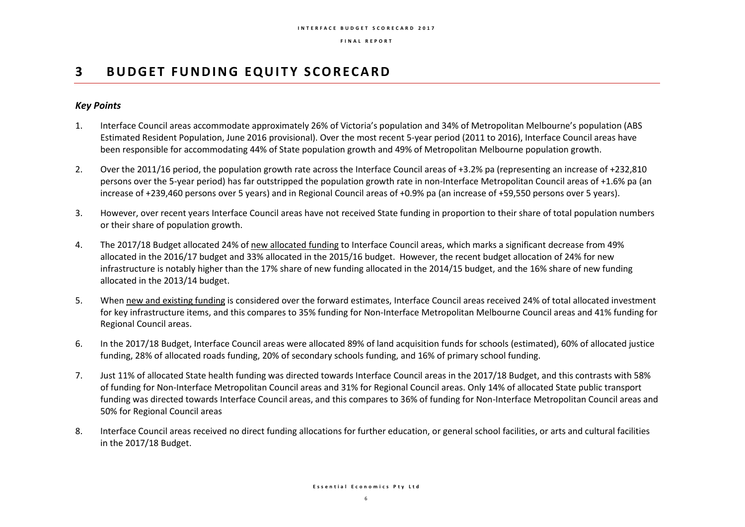# 3 BUDGET FUNDING EQUITY SCORECARD

### *Key Points*

1. Interface Council areas accommodate approximately 26% of Victoria's population and 34% of Metropolitan Melbourne's population (ABS Estimated Resident Population, June 2016 provisional). Over the most recent 5-year period (2011 to 2016), Interface Council areas have been responsible for accommodating 44% of State population growth and 49% of Metropolitan Melbourne population growth.

2. Over the 2011/16 period, the population growth rate across the Interface Council areas of +3.2% pa (representing an increase of +232,810 persons over the 5-year period) has far outstripped the population growth rate in non-Interface Metropolitan Council areas of +1.6% pa (an increase of +239,460 persons over 5 years) and in Regional Council areas of +0.9% pa (an increase of +59,550 persons over 5 years).

3. However, over recent years Interface Council areas have not received State funding in proportion to their share of total population numbers or their share of population growth.

4. The 2017/18 Budget allocated 24% of new allocated funding to Interface Council areas, which marks a significant decrease from 49% allocated in the 2016/17 budget and 33% allocated in the 2015/16 budget. However, the recent budget allocation of 24% for new infrastructure is notably higher than the 17% share of new funding allocated in the 2014/15 budget, and the 16% share of new funding allocated in the 2013/14 budget.

5. When new and existing funding is considered over the forward estimates, Interface Council areas received 24% of total allocated investment for key infrastructure items, and this compares to 35% funding for Non-Interface Metropolitan Melbourne Council areas and 41% funding for Regional Council areas.

6. In the 2017/18 Budget, Interface Council areas were allocated 89% of land acquisition funds for schools (estimated), 60% of allocated justice funding, 28% of allocated roads funding, 20% of secondary schools funding, and 16% of primary school funding.

7. Just 11% of allocated State health funding was directed towards Interface Council areas in the 2017/18 Budget, and this contrasts with 58% of funding for Non-Interface Metropolitan Council areas and 31% for Regional Council areas. Only 14% of allocated State public transport funding was directed towards Interface Council areas, and this compares to 36% of funding for Non-Interface Metropolitan Council areas and 50% for Regional Council areas

8. Interface Council areas received no direct funding allocations for further education, or general school facilities, or arts and cultural facilities in the 2017/18 Budget.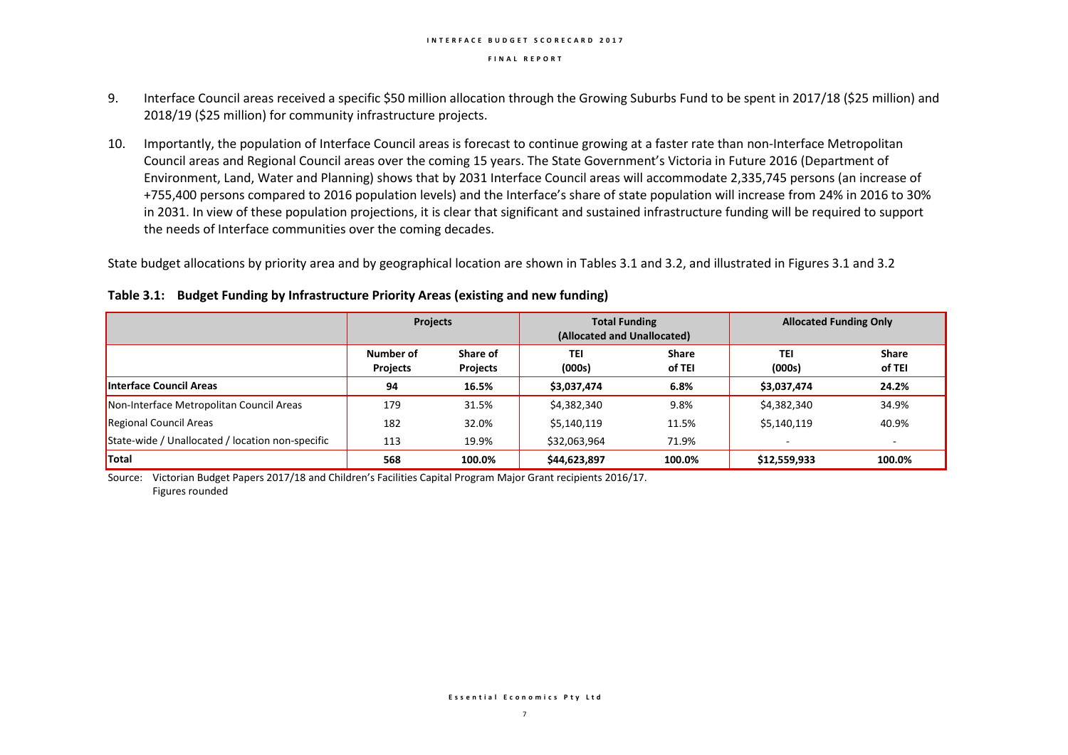9. Interface Council areas received a specific \$50 million allocation through the Growing Suburbs Fund to be spent in 2017/18 (\$25 million) and 2018/19 (\$25 million) for community infrastructure projects.

10. Importantly, the population of Interface Council areas is forecast to continue growing at a faster rate than non-Interface Metropolitan Council areas and Regional Council areas over the coming 15 years. The State Government's Victoria in Future 2016 (Department of Environment, Land, Water and Planning) shows that by 2031 Interface Council areas will accommodate 2,335,745 persons (an increase of +755,400 persons compared to 2016 population levels) and the Interface's share of state population will increase from 24% in 2016 to 30% in 2031. In view of these population projections, it is clear that significant and sustained infrastructure funding will be required to support the needs of Interface communities over the coming decades.

State budget allocations by priority area and by geographical location are shown in Tables 3.1 and 3.2, and illustrated in Figures 3.1 and 3.2

**Table 3.1: Budget Funding by Infrastructure Priority Areas (existing and new funding)**

| | Projects | | Total Funding (Allocated and Unallocated) | | Allocated Funding Only | |
|---|---|---|---|---|---|---|
| | Number of Projects | Share of Projects | TEI (000s) | Share of TEI | TEI (000s) | Share of TEI |
| **Interface Council Areas** | **94** | **16.5%** | **\$3,037,474** | **6.8%** | **\$3,037,474** | **24.2%** |
| Non-Interface Metropolitan Council Areas | 179 | 31.5% | \$4,382,340 | 9.8% | \$4,382,340 | 34.9% |
| Regional Council Areas | 182 | 32.0% | \$5,140,119 | 11.5% | \$5,140,119 | 40.9% |
| State-wide / Unallocated / location non-specific | 113 | 19.9% | \$32,063,964 | 71.9% | - | - |
| **Total** | **568** | **100.0%** | **\$44,623,897** | **100.0%** | **\$12,559,933** | **100.0%** |

Source: Victorian Budget Papers 2017/18 and Children's Facilities Capital Program Major Grant recipients 2016/17.
Figures rounded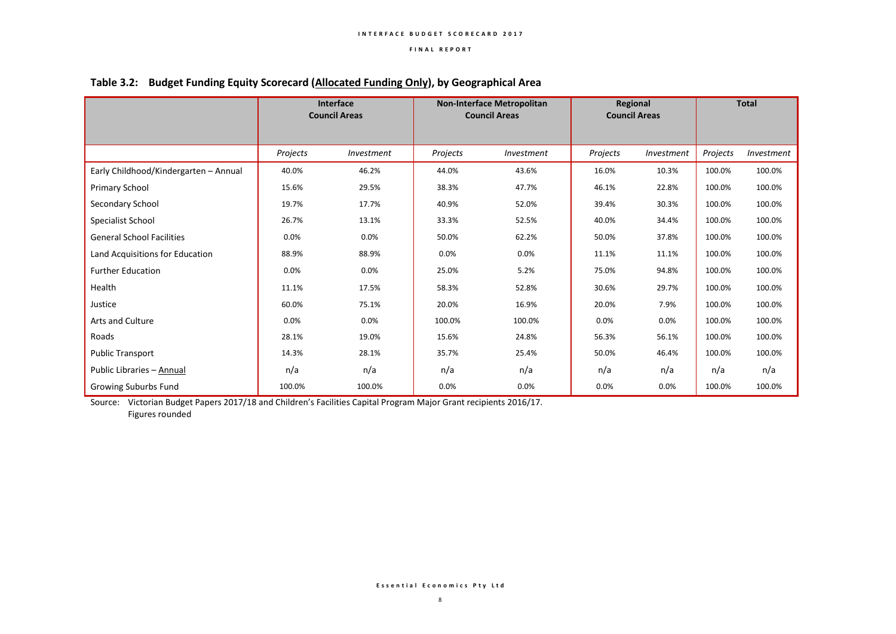## Table 3.2: Budget Funding Equity Scorecard (<u>Allocated Funding Only</u>), by Geographical Area

| | Interface Council Areas | | Non-Interface Metropolitan Council Areas | | Regional Council Areas | | Total | |
|---|---|---|---|---|---|---|---|---|
| | *Projects* | *Investment* | *Projects* | *Investment* | *Projects* | *Investment* | *Projects* | *Investment* |
| Early Childhood/Kindergarten – Annual | 40.0% | 46.2% | 44.0% | 43.6% | 16.0% | 10.3% | 100.0% | 100.0% |
| Primary School | 15.6% | 29.5% | 38.3% | 47.7% | 46.1% | 22.8% | 100.0% | 100.0% |
| Secondary School | 19.7% | 17.7% | 40.9% | 52.0% | 39.4% | 30.3% | 100.0% | 100.0% |
| Specialist School | 26.7% | 13.1% | 33.3% | 52.5% | 40.0% | 34.4% | 100.0% | 100.0% |
| General School Facilities | 0.0% | 0.0% | 50.0% | 62.2% | 50.0% | 37.8% | 100.0% | 100.0% |
| Land Acquisitions for Education | 88.9% | 88.9% | 0.0% | 0.0% | 11.1% | 11.1% | 100.0% | 100.0% |
| Further Education | 0.0% | 0.0% | 25.0% | 5.2% | 75.0% | 94.8% | 100.0% | 100.0% |
| Health | 11.1% | 17.5% | 58.3% | 52.8% | 30.6% | 29.7% | 100.0% | 100.0% |
| Justice | 60.0% | 75.1% | 20.0% | 16.9% | 20.0% | 7.9% | 100.0% | 100.0% |
| Arts and Culture | 0.0% | 0.0% | 100.0% | 100.0% | 0.0% | 0.0% | 100.0% | 100.0% |
| Roads | 28.1% | 19.0% | 15.6% | 24.8% | 56.3% | 56.1% | 100.0% | 100.0% |
| Public Transport | 14.3% | 28.1% | 35.7% | 25.4% | 50.0% | 46.4% | 100.0% | 100.0% |
| Public Libraries – <u>Annual</u> | n/a | n/a | n/a | n/a | n/a | n/a | n/a | n/a |
| Growing Suburbs Fund | 100.0% | 100.0% | 0.0% | 0.0% | 0.0% | 0.0% | 100.0% | 100.0% |

Source: Victorian Budget Papers 2017/18 and Children's Facilities Capital Program Major Grant recipients 2016/17.
Figures rounded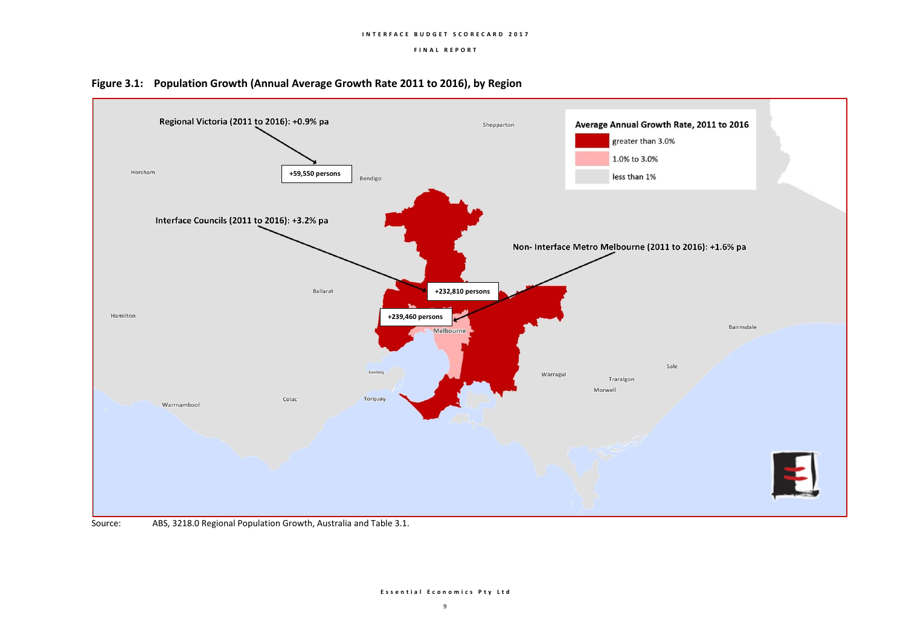**Figure 3.1: Population Growth (Annual Average Growth Rate 2011 to 2016), by Region**

Regional Victoria (2011 to 2016): +0.9% pa

+59,550 persons

Interface Councils (2011 to 2016): +3.2% pa

+232,810 persons

Non- Interface Metro Melbourne (2011 to 2016): +1.6% pa

+239,460 persons

**Average Annual Growth Rate, 2011 to 2016**

- greater than 3.0%
- 1.0% to 3.0%
- less than 1%

Source: ABS, 3218.0 Regional Population Growth, Australia and Table 3.1.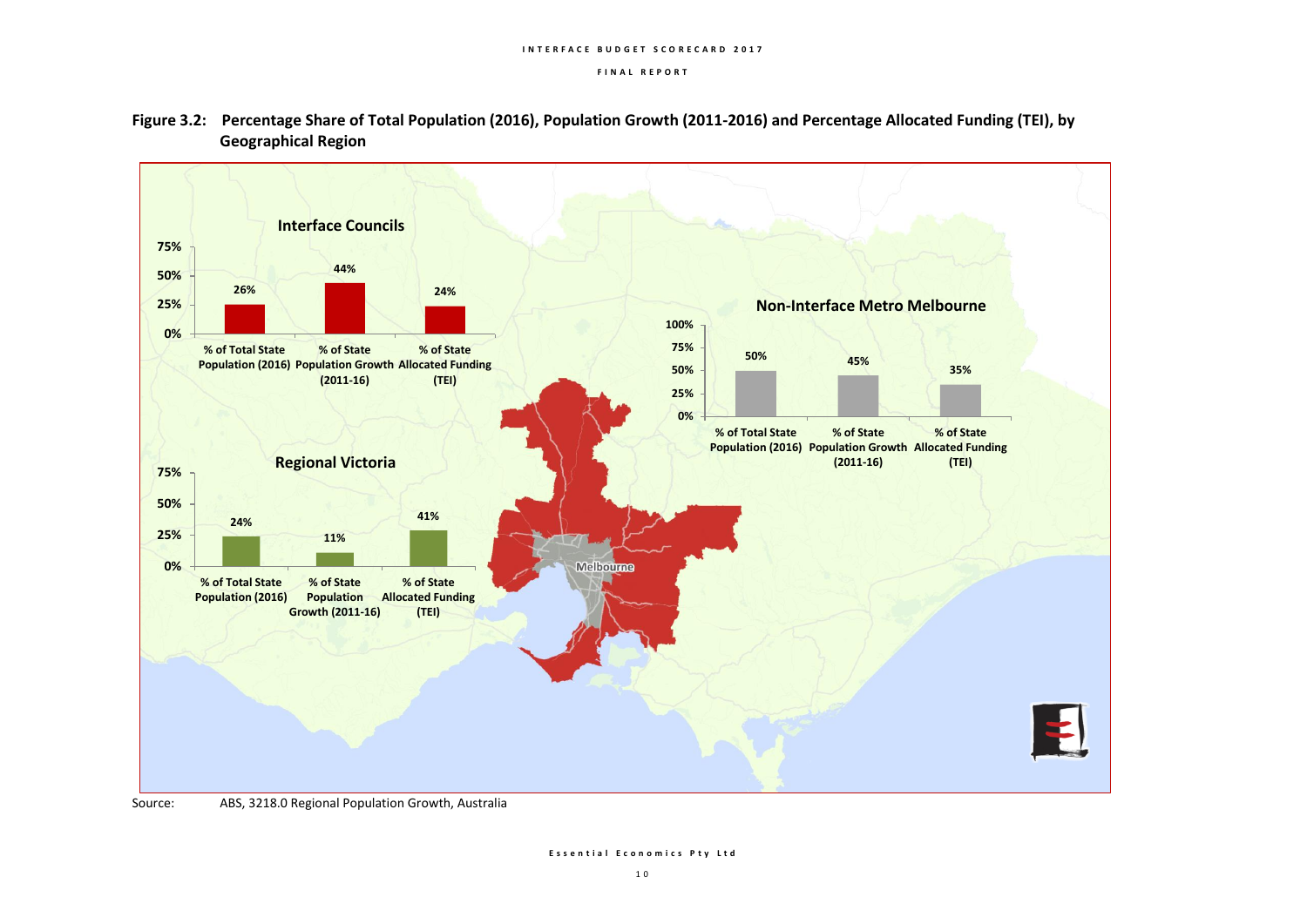**Figure 3.2: Percentage Share of Total Population (2016), Population Growth (2011-2016) and Percentage Allocated Funding (TEI), by Geographical Region**

**Interface Councils**

| % of Total State Population (2016) | % of State Population Growth (2011-16) | % of State Allocated Funding (TEI) |
|---|---|---|
| 26% | 44% | 24% |

**Non-Interface Metro Melbourne**

| % of Total State Population (2016) | % of State Population Growth (2011-16) | % of State Allocated Funding (TEI) |
|---|---|---|
| 50% | 45% | 35% |

**Regional Victoria**

| % of Total State Population (2016) | % of State Population Growth (2011-16) | % of State Allocated Funding (TEI) |
|---|---|---|
| 24% | 11% | 41% |

Source: ABS, 3218.0 Regional Population Growth, Australia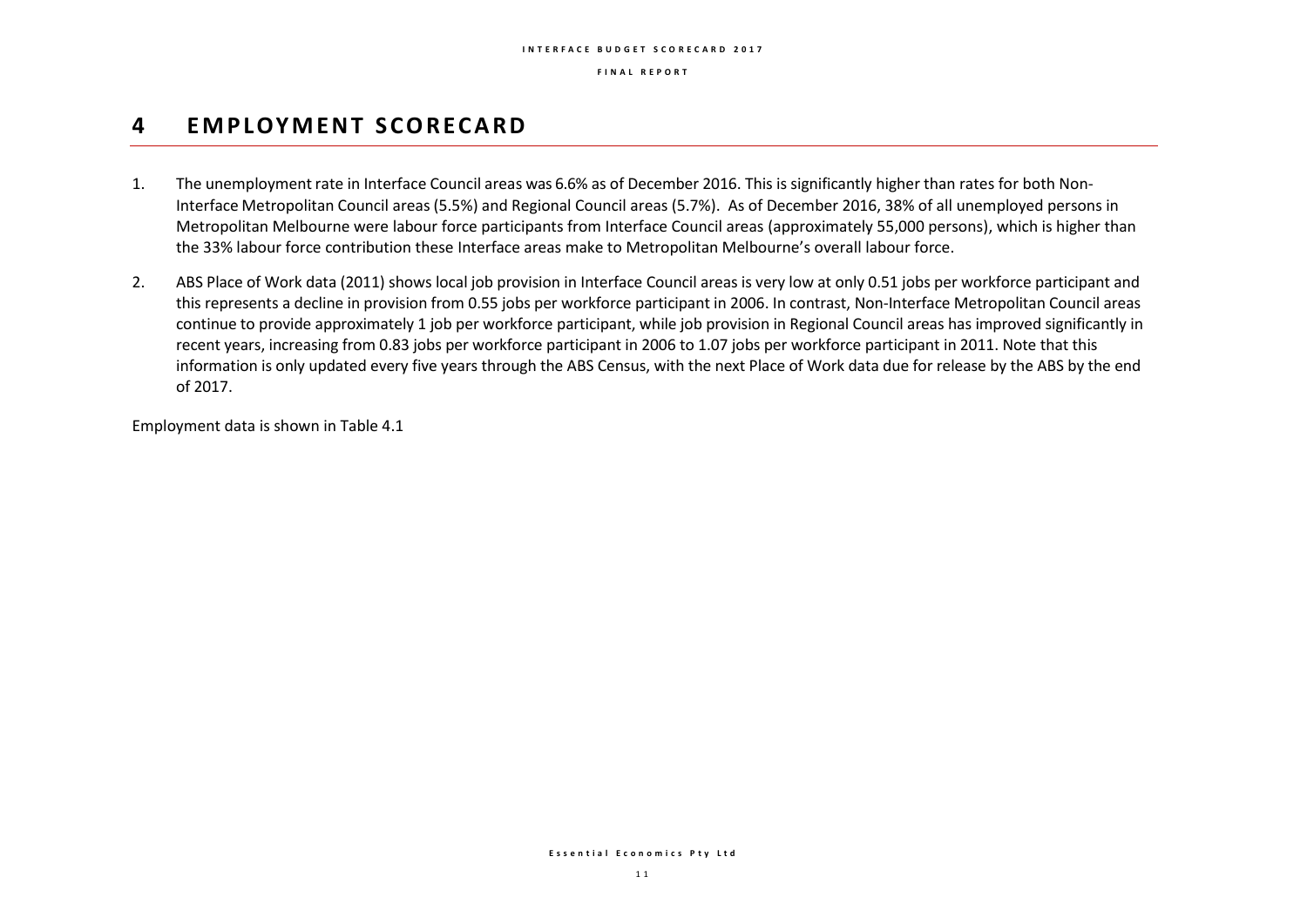# 4 EMPLOYMENT SCORECARD

1. The unemployment rate in Interface Council areas was 6.6% as of December 2016. This is significantly higher than rates for both Non-Interface Metropolitan Council areas (5.5%) and Regional Council areas (5.7%). As of December 2016, 38% of all unemployed persons in Metropolitan Melbourne were labour force participants from Interface Council areas (approximately 55,000 persons), which is higher than the 33% labour force contribution these Interface areas make to Metropolitan Melbourne's overall labour force.

2. ABS Place of Work data (2011) shows local job provision in Interface Council areas is very low at only 0.51 jobs per workforce participant and this represents a decline in provision from 0.55 jobs per workforce participant in 2006. In contrast, Non-Interface Metropolitan Council areas continue to provide approximately 1 job per workforce participant, while job provision in Regional Council areas has improved significantly in recent years, increasing from 0.83 jobs per workforce participant in 2006 to 1.07 jobs per workforce participant in 2011. Note that this information is only updated every five years through the ABS Census, with the next Place of Work data due for release by the ABS by the end of 2017.

Employment data is shown in Table 4.1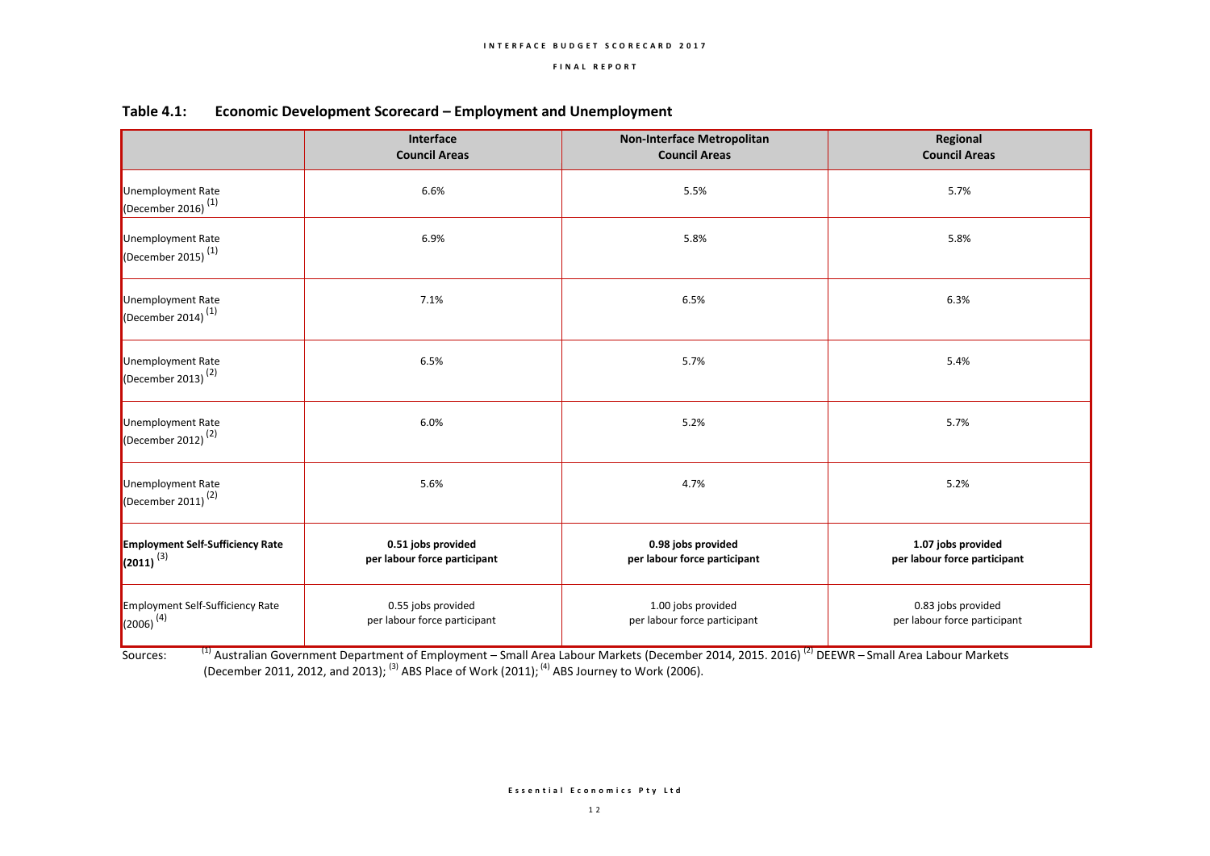### Table 4.1: Economic Development Scorecard – Employment and Unemployment

| | Interface Council Areas | Non-Interface Metropolitan Council Areas | Regional Council Areas |
|---|---|---|---|
| Unemployment Rate (December 2016) [(1)] | 6.6% | 5.5% | 5.7% |
| Unemployment Rate (December 2015) [(1)] | 6.9% | 5.8% | 5.8% |
| Unemployment Rate (December 2014) [(1)] | 7.1% | 6.5% | 6.3% |
| Unemployment Rate (December 2013) [(2)] | 6.5% | 5.7% | 5.4% |
| Unemployment Rate (December 2012) [(2)] | 6.0% | 5.2% | 5.7% |
| Unemployment Rate (December 2011) [(2)] | 5.6% | 4.7% | 5.2% |
| **Employment Self-Sufficiency Rate (2011)** [(3)] | **0.51 jobs provided per labour force participant** | **0.98 jobs provided per labour force participant** | **1.07 jobs provided per labour force participant** |
| Employment Self-Sufficiency Rate (2006) [(4)] | 0.55 jobs provided per labour force participant | 1.00 jobs provided per labour force participant | 0.83 jobs provided per labour force participant |

Sources: [(1)] Australian Government Department of Employment – Small Area Labour Markets (December 2014, 2015. 2016) [(2)] DEEWR – Small Area Labour Markets (December 2011, 2012, and 2013); [(3)] ABS Place of Work (2011); [(4)] ABS Journey to Work (2006).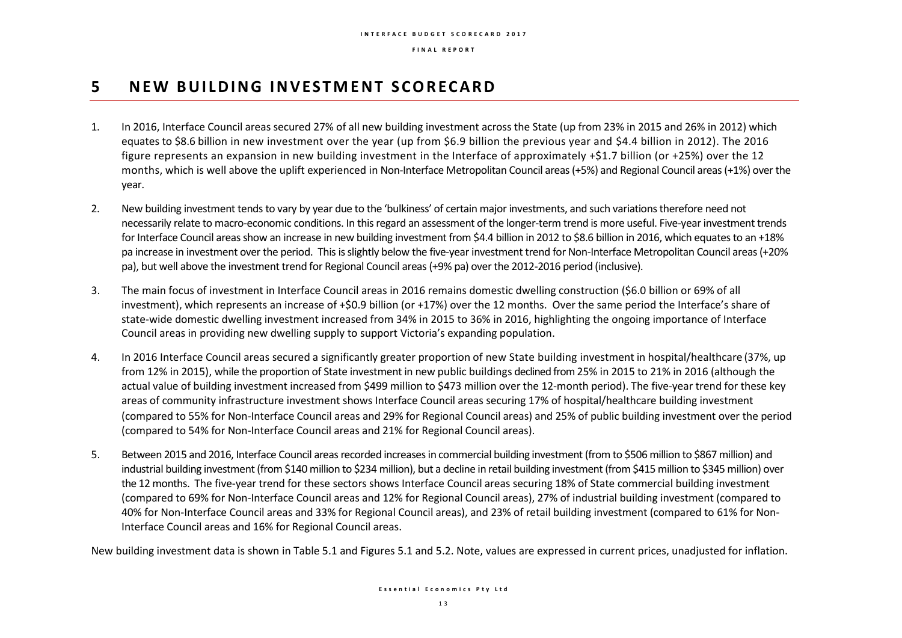# 5 NEW BUILDING INVESTMENT SCORECARD

1. In 2016, Interface Council areas secured 27% of all new building investment across the State (up from 23% in 2015 and 26% in 2012) which equates to $8.6 billion in new investment over the year (up from $6.9 billion the previous year and $4.4 billion in 2012). The 2016 figure represents an expansion in new building investment in the Interface of approximately +$1.7 billion (or +25%) over the 12 months, which is well above the uplift experienced in Non-Interface Metropolitan Council areas (+5%) and Regional Council areas (+1%) over the year.

2. New building investment tends to vary by year due to the 'bulkiness' of certain major investments, and such variations therefore need not necessarily relate to macro-economic conditions. In this regard an assessment of the longer-term trend is more useful. Five-year investment trends for Interface Council areas show an increase in new building investment from $4.4 billion in 2012 to $8.6 billion in 2016, which equates to an +18% pa increase in investment over the period. This is slightly below the five-year investment trend for Non-Interface Metropolitan Council areas (+20% pa), but well above the investment trend for Regional Council areas (+9% pa) over the 2012-2016 period (inclusive).

3. The main focus of investment in Interface Council areas in 2016 remains domestic dwelling construction ($6.0 billion or 69% of all investment), which represents an increase of +$0.9 billion (or +17%) over the 12 months. Over the same period the Interface's share of state-wide domestic dwelling investment increased from 34% in 2015 to 36% in 2016, highlighting the ongoing importance of Interface Council areas in providing new dwelling supply to support Victoria's expanding population.

4. In 2016 Interface Council areas secured a significantly greater proportion of new State building investment in hospital/healthcare (37%, up from 12% in 2015), while the proportion of State investment in new public buildings declined from 25% in 2015 to 21% in 2016 (although the actual value of building investment increased from $499 million to $473 million over the 12-month period). The five-year trend for these key areas of community infrastructure investment shows Interface Council areas securing 17% of hospital/healthcare building investment (compared to 55% for Non-Interface Council areas and 29% for Regional Council areas) and 25% of public building investment over the period (compared to 54% for Non-Interface Council areas and 21% for Regional Council areas).

5. Between 2015 and 2016, Interface Council areas recorded increases in commercial building investment (from to $506 million to $867 million) and industrial building investment (from $140 million to $234 million), but a decline in retail building investment (from $415 million to $345 million) over the 12 months. The five-year trend for these sectors shows Interface Council areas securing 18% of State commercial building investment (compared to 69% for Non-Interface Council areas and 12% for Regional Council areas), 27% of industrial building investment (compared to 40% for Non-Interface Council areas and 33% for Regional Council areas), and 23% of retail building investment (compared to 61% for Non-Interface Council areas and 16% for Regional Council areas.

New building investment data is shown in Table 5.1 and Figures 5.1 and 5.2. Note, values are expressed in current prices, unadjusted for inflation.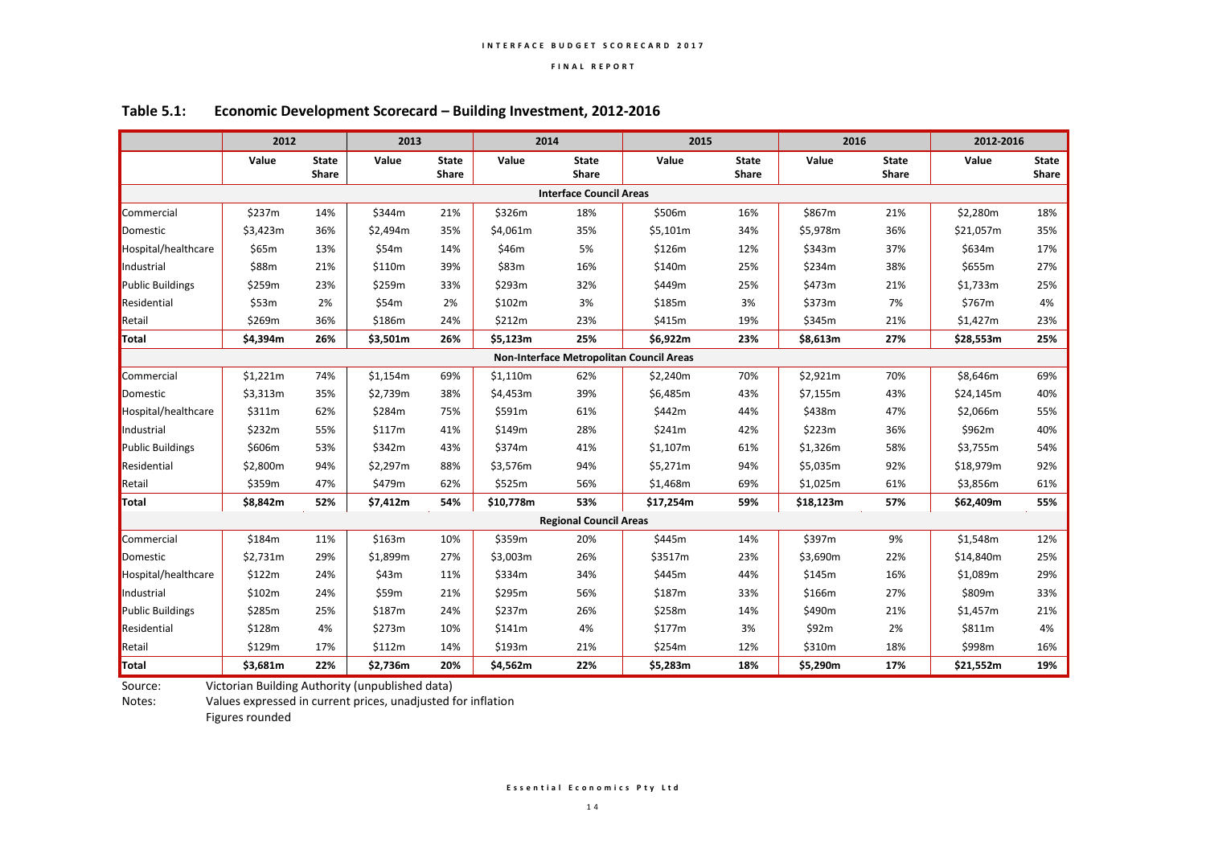## Table 5.1: Economic Development Scorecard – Building Investment, 2012-2016

| | 2012 | | 2013 | | 2014 | | 2015 | | 2016 | | 2012-2016 | |
|---|---|---|---|---|---|---|---|---|---|---|---|---|
| | Value | State Share | Value | State Share | Value | State Share | Value | State Share | Value | State Share | Value | State Share |
| **Interface Council Areas** | | | | | | | | | | | | |
| Commercial | $237m | 14% | $344m | 21% | $326m | 18% | $506m | 16% | $867m | 21% | $2,280m | 18% |
| Domestic | $3,423m | 36% | $2,494m | 35% | $4,061m | 35% | $5,101m | 34% | $5,978m | 36% | $21,057m | 35% |
| Hospital/healthcare | $65m | 13% | $54m | 14% | $46m | 5% | $126m | 12% | $343m | 37% | $634m | 17% |
| Industrial | $88m | 21% | $110m | 39% | $83m | 16% | $140m | 25% | $234m | 38% | $655m | 27% |
| Public Buildings | $259m | 23% | $259m | 33% | $293m | 32% | $449m | 25% | $473m | 21% | $1,733m | 25% |
| Residential | $53m | 2% | $54m | 2% | $102m | 3% | $185m | 3% | $373m | 7% | $767m | 4% |
| Retail | $269m | 36% | $186m | 24% | $212m | 23% | $415m | 19% | $345m | 21% | $1,427m | 23% |
| **Total** | **$4,394m** | **26%** | **$3,501m** | **26%** | **$5,123m** | **25%** | **$6,922m** | **23%** | **$8,613m** | **27%** | **$28,553m** | **25%** |
| **Non-Interface Metropolitan Council Areas** | | | | | | | | | | | | |
| Commercial | $1,221m | 74% | $1,154m | 69% | $1,110m | 62% | $2,240m | 70% | $2,921m | 70% | $8,646m | 69% |
| Domestic | $3,313m | 35% | $2,739m | 38% | $4,453m | 39% | $6,485m | 43% | $7,155m | 43% | $24,145m | 40% |
| Hospital/healthcare | $311m | 62% | $284m | 75% | $591m | 61% | $442m | 44% | $438m | 47% | $2,066m | 55% |
| Industrial | $232m | 55% | $117m | 41% | $149m | 28% | $241m | 42% | $223m | 36% | $962m | 40% |
| Public Buildings | $606m | 53% | $342m | 43% | $374m | 41% | $1,107m | 61% | $1,326m | 58% | $3,755m | 54% |
| Residential | $2,800m | 94% | $2,297m | 88% | $3,576m | 94% | $5,271m | 94% | $5,035m | 92% | $18,979m | 92% |
| Retail | $359m | 47% | $479m | 62% | $525m | 56% | $1,468m | 69% | $1,025m | 61% | $3,856m | 61% |
| **Total** | **$8,842m** | **52%** | **$7,412m** | **54%** | **$10,778m** | **53%** | **$17,254m** | **59%** | **$18,123m** | **57%** | **$62,409m** | **55%** |
| **Regional Council Areas** | | | | | | | | | | | | |
| Commercial | $184m | 11% | $163m | 10% | $359m | 20% | $445m | 14% | $397m | 9% | $1,548m | 12% |
| Domestic | $2,731m | 29% | $1,899m | 27% | $3,003m | 26% | $3517m | 23% | $3,690m | 22% | $14,840m | 25% |
| Hospital/healthcare | $122m | 24% | $43m | 11% | $334m | 34% | $445m | 44% | $145m | 16% | $1,089m | 29% |
| Industrial | $102m | 24% | $59m | 21% | $295m | 56% | $187m | 33% | $166m | 27% | $809m | 33% |
| Public Buildings | $285m | 25% | $187m | 24% | $237m | 26% | $258m | 14% | $490m | 21% | $1,457m | 21% |
| Residential | $128m | 4% | $273m | 10% | $141m | 4% | $177m | 3% | $92m | 2% | $811m | 4% |
| Retail | $129m | 17% | $112m | 14% | $193m | 21% | $254m | 12% | $310m | 18% | $998m | 16% |
| **Total** | **$3,681m** | **22%** | **$2,736m** | **20%** | **$4,562m** | **22%** | **$5,283m** | **18%** | **$5,290m** | **17%** | **$21,552m** | **19%** |

Source: Victorian Building Authority (unpublished data)

Notes: Values expressed in current prices, unadjusted for inflation

Figures rounded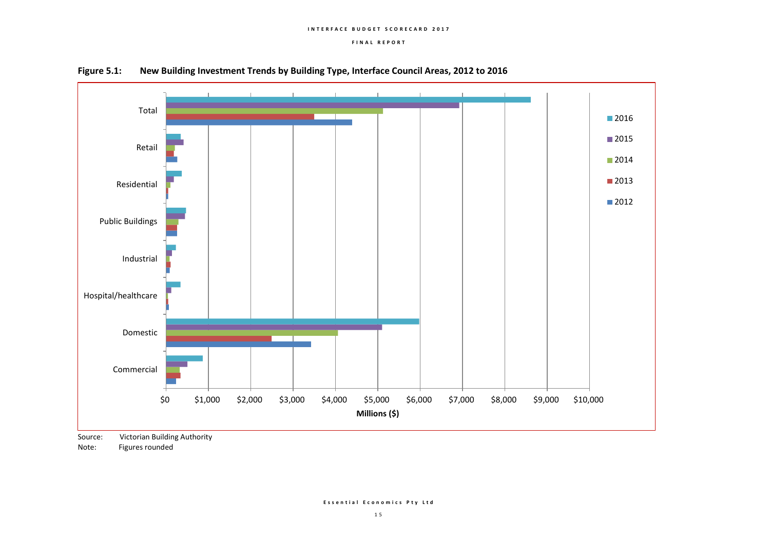**Figure 5.1: New Building Investment Trends by Building Type, Interface Council Areas, 2012 to 2016**

Source: Victorian Building Authority

Note: Figures rounded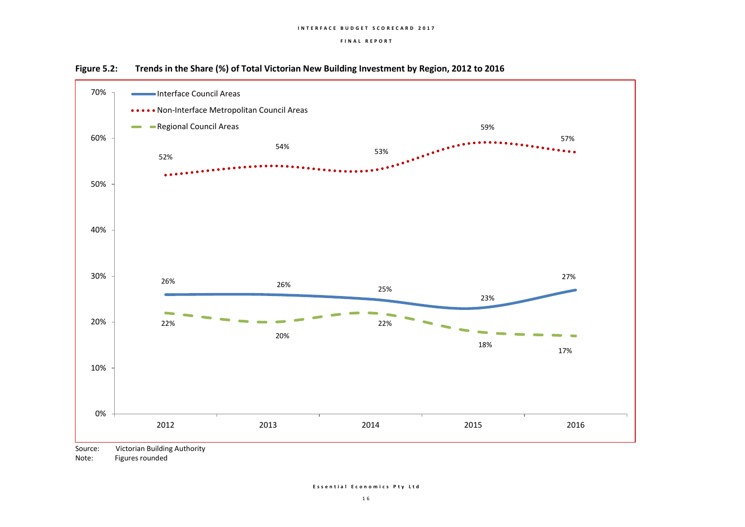**Figure 5.2: Trends in the Share (%) of Total Victorian New Building Investment by Region, 2012 to 2016**

| Region | 2012 | 2013 | 2014 | 2015 | 2016 |
|---|---|---|---|---|---|
| Interface Council Areas | 26% | 26% | 25% | 23% | 27% |
| Non-Interface Metropolitan Council Areas | 52% | 54% | 53% | 59% | 57% |
| Regional Council Areas | 22% | 20% | 22% | 18% | 17% |

Source: Victorian Building Authority
Note: Figures rounded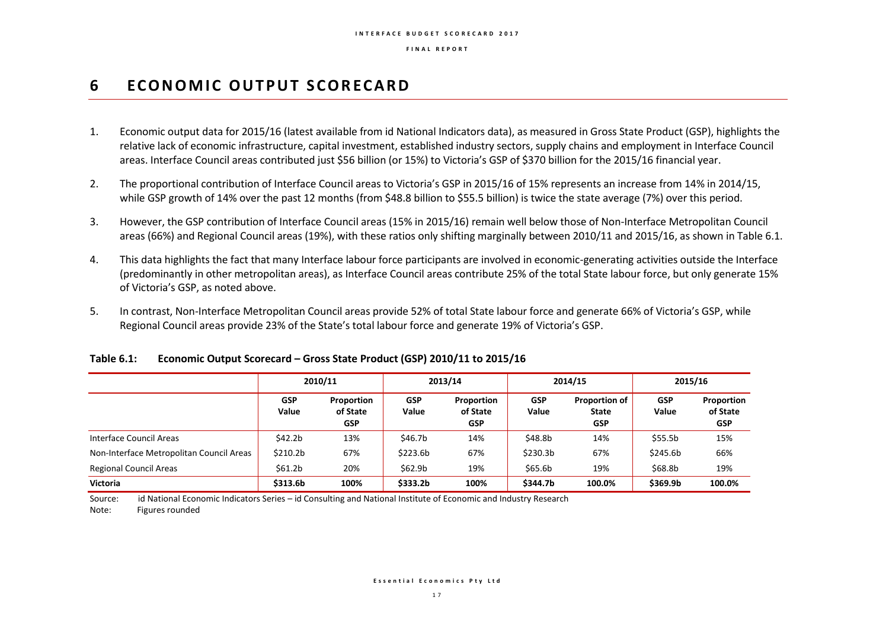# 6 ECONOMIC OUTPUT SCORECARD

1. Economic output data for 2015/16 (latest available from id National Indicators data), as measured in Gross State Product (GSP), highlights the relative lack of economic infrastructure, capital investment, established industry sectors, supply chains and employment in Interface Council areas. Interface Council areas contributed just $56 billion (or 15%) to Victoria's GSP of $370 billion for the 2015/16 financial year.

2. The proportional contribution of Interface Council areas to Victoria's GSP in 2015/16 of 15% represents an increase from 14% in 2014/15, while GSP growth of 14% over the past 12 months (from $48.8 billion to $55.5 billion) is twice the state average (7%) over this period.

3. However, the GSP contribution of Interface Council areas (15% in 2015/16) remain well below those of Non-Interface Metropolitan Council areas (66%) and Regional Council areas (19%), with these ratios only shifting marginally between 2010/11 and 2015/16, as shown in Table 6.1.

4. This data highlights the fact that many Interface labour force participants are involved in economic-generating activities outside the Interface (predominantly in other metropolitan areas), as Interface Council areas contribute 25% of the total State labour force, but only generate 15% of Victoria's GSP, as noted above.

5. In contrast, Non-Interface Metropolitan Council areas provide 52% of total State labour force and generate 66% of Victoria's GSP, while Regional Council areas provide 23% of the State's total labour force and generate 19% of Victoria's GSP.

**Table 6.1: Economic Output Scorecard – Gross State Product (GSP) 2010/11 to 2015/16**

| | 2010/11 | | 2013/14 | | 2014/15 | | 2015/16 | |
|---|---|---|---|---|---|---|---|---|
| | GSP Value | Proportion of State GSP | GSP Value | Proportion of State GSP | GSP Value | Proportion of State GSP | GSP Value | Proportion of State GSP |
| Interface Council Areas | $42.2b | 13% | $46.7b | 14% | $48.8b | 14% | $55.5b | 15% |
| Non-Interface Metropolitan Council Areas | $210.2b | 67% | $223.6b | 67% | $230.3b | 67% | $245.6b | 66% |
| Regional Council Areas | $61.2b | 20% | $62.9b | 19% | $65.6b | 19% | $68.8b | 19% |
| **Victoria** | **$313.6b** | **100%** | **$333.2b** | **100%** | **$344.7b** | **100.0%** | **$369.9b** | **100.0%** |

Source: id National Economic Indicators Series – id Consulting and National Institute of Economic and Industry Research

Note: Figures rounded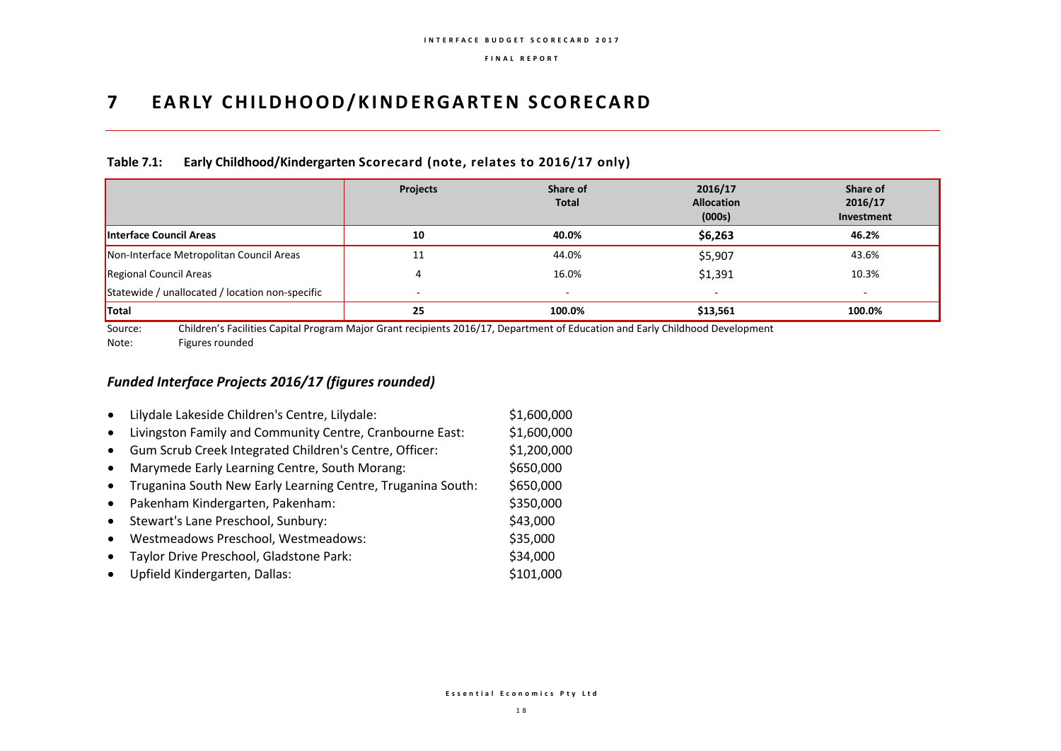# 7 EARLY CHILDHOOD/KINDERGARTEN SCORECARD

**Table 7.1: Early Childhood/Kindergarten Scorecard (note, relates to 2016/17 only)**

| | Projects | Share of Total | 2016/17 Allocation (000s) | Share of 2016/17 Investment |
|---|---|---|---|---|
| **Interface Council Areas** | **10** | **40.0%** | **$6,263** | **46.2%** |
| Non-Interface Metropolitan Council Areas | 11 | 44.0% | $5,907 | 43.6% |
| Regional Council Areas | 4 | 16.0% | $1,391 | 10.3% |
| Statewide / unallocated / location non-specific | - | - | - | - |
| **Total** | **25** | **100.0%** | **$13,561** | **100.0%** |

Source: Children's Facilities Capital Program Major Grant recipients 2016/17, Department of Education and Early Childhood Development
Note: Figures rounded

## *Funded Interface Projects 2016/17 (figures rounded)*

- Lilydale Lakeside Children's Centre, Lilydale: $1,600,000
- Livingston Family and Community Centre, Cranbourne East: $1,600,000
- Gum Scrub Creek Integrated Children's Centre, Officer: $1,200,000
- Marymede Early Learning Centre, South Morang: $650,000
- Truganina South New Early Learning Centre, Truganina South: $650,000
- Pakenham Kindergarten, Pakenham: $350,000
- Stewart's Lane Preschool, Sunbury: $43,000
- Westmeadows Preschool, Westmeadows: $35,000
- Taylor Drive Preschool, Gladstone Park: $34,000
- Upfield Kindergarten, Dallas: $101,000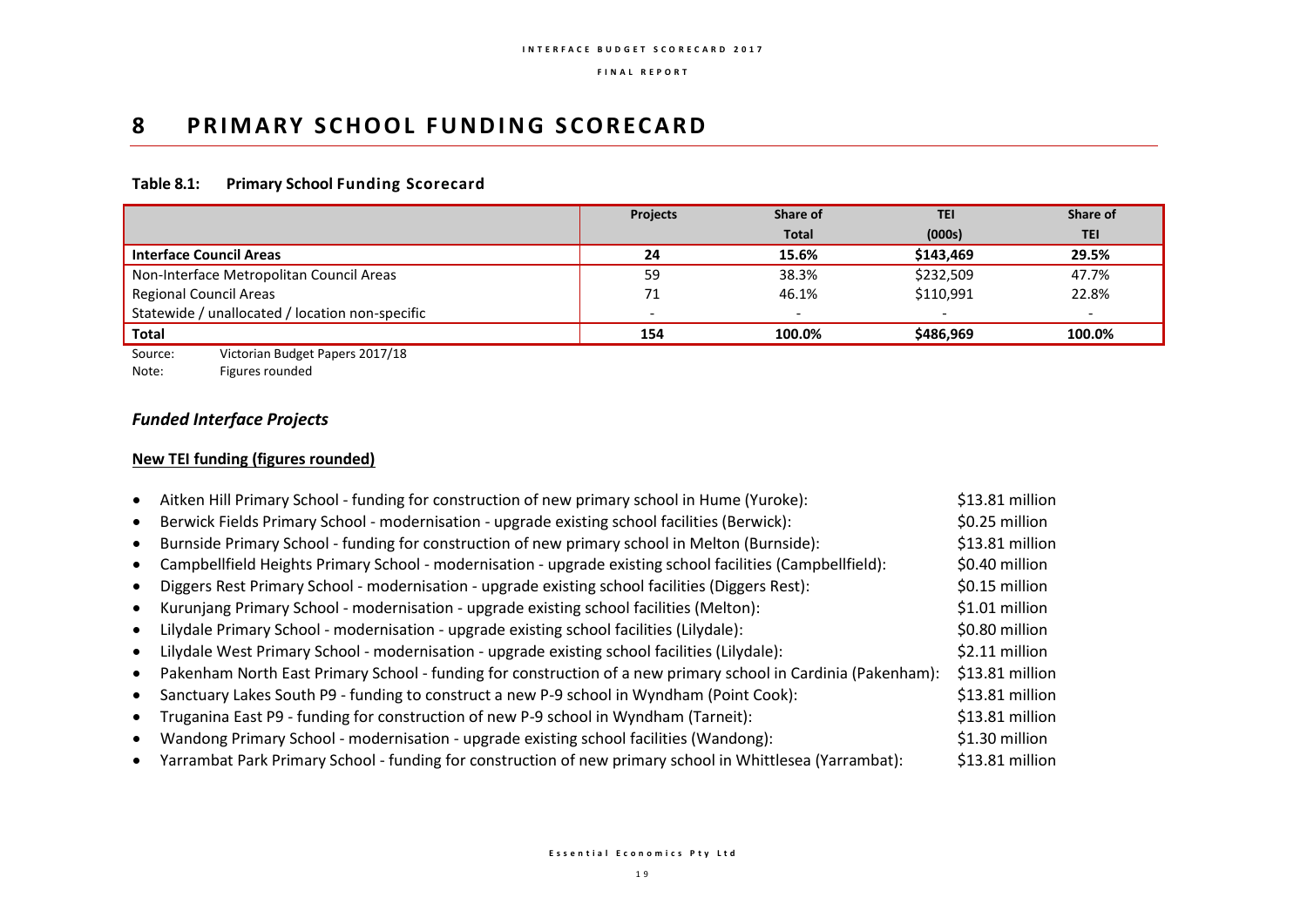# 8 PRIMARY SCHOOL FUNDING SCORECARD

**Table 8.1: Primary School Funding Scorecard**

| | Projects | Share of Total | TEI (000s) | Share of TEI |
|---|---|---|---|---|
| **Interface Council Areas** | **24** | **15.6%** | **$143,469** | **29.5%** |
| Non-Interface Metropolitan Council Areas | 59 | 38.3% | $232,509 | 47.7% |
| Regional Council Areas | 71 | 46.1% | $110,991 | 22.8% |
| Statewide / unallocated / location non-specific | - | - | - | - |
| **Total** | **154** | **100.0%** | **$486,969** | **100.0%** |

Source: Victorian Budget Papers 2017/18
Note: Figures rounded

### *Funded Interface Projects*

**New TEI funding (figures rounded)**

- Aitken Hill Primary School - funding for construction of new primary school in Hume (Yuroke): $13.81 million
- Berwick Fields Primary School - modernisation - upgrade existing school facilities (Berwick): $0.25 million
- Burnside Primary School - funding for construction of new primary school in Melton (Burnside): $13.81 million
- Campbellfield Heights Primary School - modernisation - upgrade existing school facilities (Campbellfield): $0.40 million
- Diggers Rest Primary School - modernisation - upgrade existing school facilities (Diggers Rest): $0.15 million
- Kurunjang Primary School - modernisation - upgrade existing school facilities (Melton): $1.01 million
- Lilydale Primary School - modernisation - upgrade existing school facilities (Lilydale): $0.80 million
- Lilydale West Primary School - modernisation - upgrade existing school facilities (Lilydale): $2.11 million
- Pakenham North East Primary School - funding for construction of a new primary school in Cardinia (Pakenham): $13.81 million
- Sanctuary Lakes South P9 - funding to construct a new P-9 school in Wyndham (Point Cook): $13.81 million
- Truganina East P9 - funding for construction of new P-9 school in Wyndham (Tarneit): $13.81 million
- Wandong Primary School - modernisation - upgrade existing school facilities (Wandong): $1.30 million
- Yarrambat Park Primary School - funding for construction of new primary school in Whittlesea (Yarrambat): $13.81 million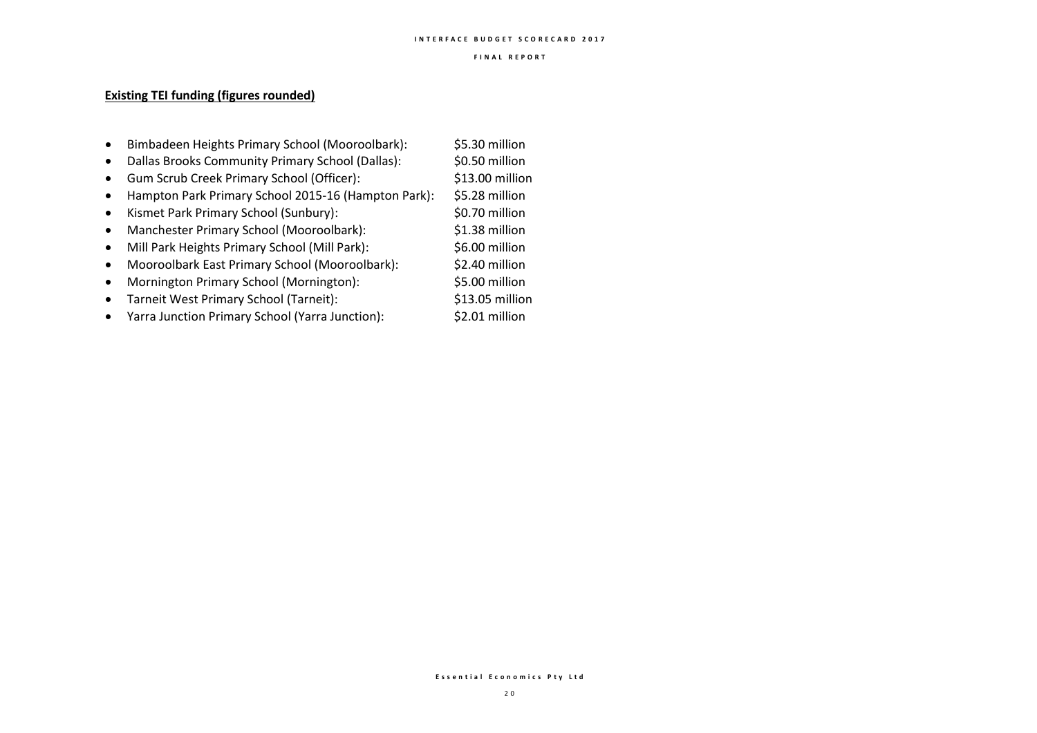**Existing TEI funding (figures rounded)**

- Bimbadeen Heights Primary School (Mooroolbark): $5.30 million
- Dallas Brooks Community Primary School (Dallas): $0.50 million
- Gum Scrub Creek Primary School (Officer): $13.00 million
- Hampton Park Primary School 2015-16 (Hampton Park): $5.28 million
- Kismet Park Primary School (Sunbury): $0.70 million
- Manchester Primary School (Mooroolbark): $1.38 million
- Mill Park Heights Primary School (Mill Park): $6.00 million
- Mooroolbark East Primary School (Mooroolbark): $2.40 million
- Mornington Primary School (Mornington): $5.00 million
- Tarneit West Primary School (Tarneit): $13.05 million
- Yarra Junction Primary School (Yarra Junction): $2.01 million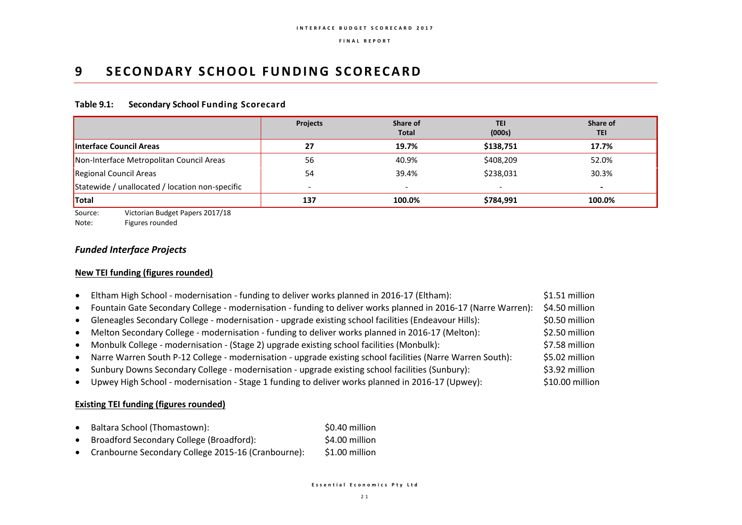# 9 SECONDARY SCHOOL FUNDING SCORECARD

**Table 9.1: Secondary School Funding Scorecard**

| | Projects | Share of Total | TEI (000s) | Share of TEI |
|---|---|---|---|---|
| **Interface Council Areas** | **27** | **19.7%** | **$138,751** | **17.7%** |
| Non-Interface Metropolitan Council Areas | 56 | 40.9% | $408,209 | 52.0% |
| Regional Council Areas | 54 | 39.4% | $238,031 | 30.3% |
| Statewide / unallocated / location non-specific | - | - | - | - |
| **Total** | **137** | **100.0%** | **$784,991** | **100.0%** |

Source: Victorian Budget Papers 2017/18
Note: Figures rounded

## *Funded Interface Projects*

**New TEI funding (figures rounded)**

- Eltham High School - modernisation - funding to deliver works planned in 2016-17 (Eltham): $1.51 million
- Fountain Gate Secondary College - modernisation - funding to deliver works planned in 2016-17 (Narre Warren): $4.50 million
- Gleneagles Secondary College - modernisation - upgrade existing school facilities (Endeavour Hills): $0.50 million
- Melton Secondary College - modernisation - funding to deliver works planned in 2016-17 (Melton): $2.50 million
- Monbulk College - modernisation - (Stage 2) upgrade existing school facilities (Monbulk): $7.58 million
- Narre Warren South P-12 College - modernisation - upgrade existing school facilities (Narre Warren South): $5.02 million
- Sunbury Downs Secondary College - modernisation - upgrade existing school facilities (Sunbury): $3.92 million
- Upwey High School - modernisation - Stage 1 funding to deliver works planned in 2016-17 (Upwey): $10.00 million

**Existing TEI funding (figures rounded)**

- Baltara School (Thomastown): $0.40 million
- Broadford Secondary College (Broadford): $4.00 million
- Cranbourne Secondary College 2015-16 (Cranbourne): $1.00 million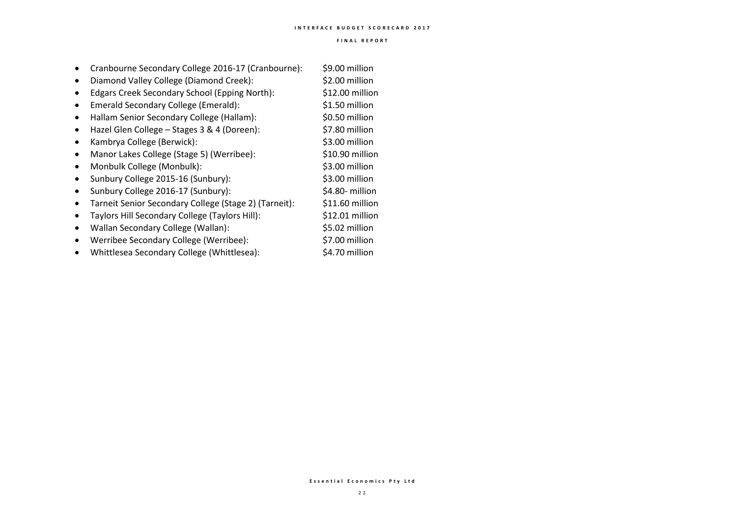- Cranbourne Secondary College 2016-17 (Cranbourne): $9.00 million
- Diamond Valley College (Diamond Creek): $2.00 million
- Edgars Creek Secondary School (Epping North): $12.00 million
- Emerald Secondary College (Emerald): $1.50 million
- Hallam Senior Secondary College (Hallam): $0.50 million
- Hazel Glen College – Stages 3 & 4 (Doreen): $7.80 million
- Kambrya College (Berwick): $3.00 million
- Manor Lakes College (Stage 5) (Werribee): $10.90 million
- Monbulk College (Monbulk): $3.00 million
- Sunbury College 2015-16 (Sunbury): $3.00 million
- Sunbury College 2016-17 (Sunbury): $4.80- million
- Tarneit Senior Secondary College (Stage 2) (Tarneit): $11.60 million
- Taylors Hill Secondary College (Taylors Hill): $12.01 million
- Wallan Secondary College (Wallan): $5.02 million
- Werribee Secondary College (Werribee): $7.00 million
- Whittlesea Secondary College (Whittlesea): $4.70 million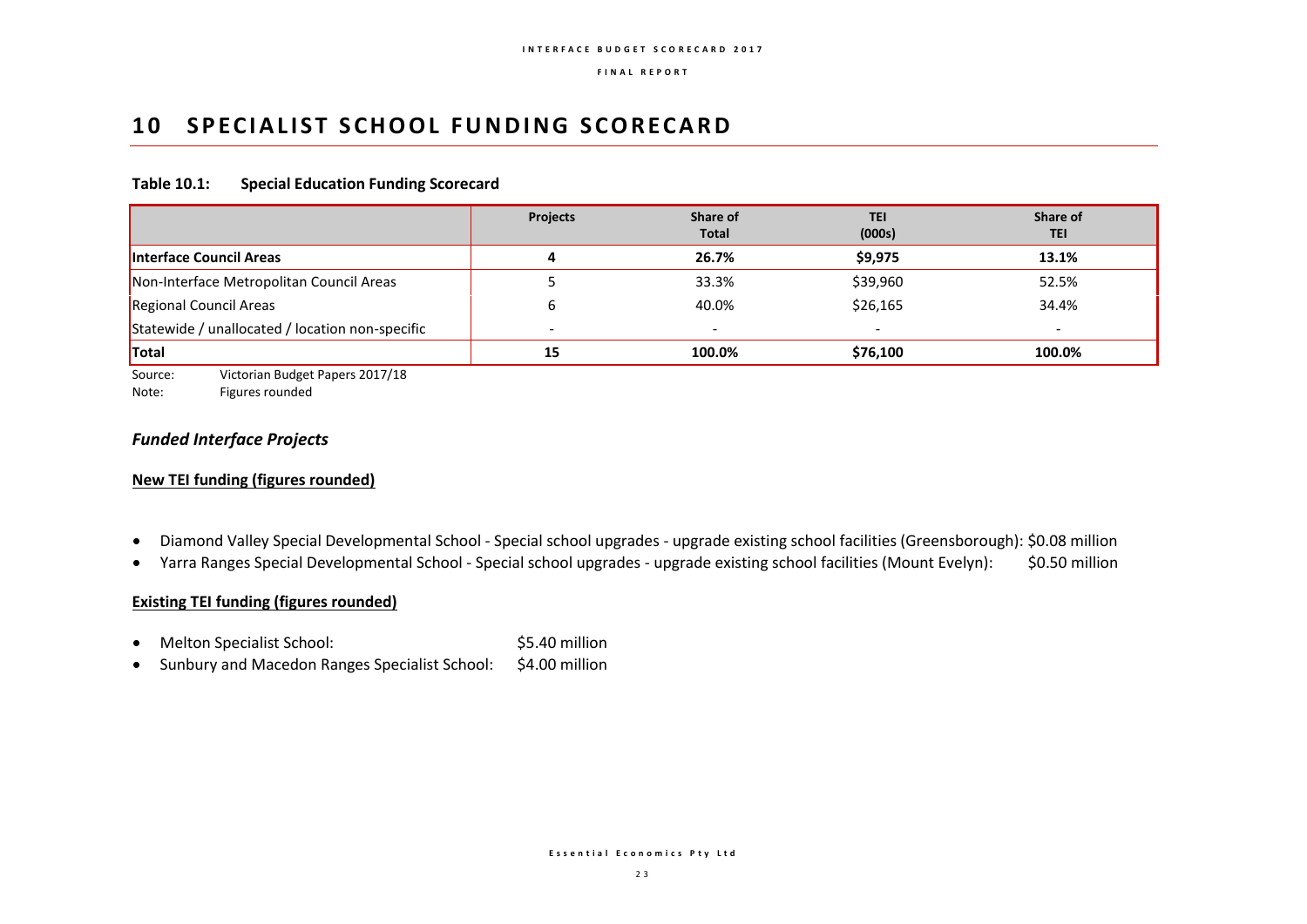# 10 SPECIALIST SCHOOL FUNDING SCORECARD

**Table 10.1: Special Education Funding Scorecard**

| | Projects | Share of Total | TEI (000s) | Share of TEI |
|---|---|---|---|---|
| **Interface Council Areas** | **4** | **26.7%** | **$9,975** | **13.1%** |
| Non-Interface Metropolitan Council Areas | 5 | 33.3% | $39,960 | 52.5% |
| Regional Council Areas | 6 | 40.0% | $26,165 | 34.4% |
| Statewide / unallocated / location non-specific | - | - | - | - |
| **Total** | **15** | **100.0%** | **$76,100** | **100.0%** |

Source: Victorian Budget Papers 2017/18
Note: Figures rounded

### *Funded Interface Projects*

**New TEI funding (figures rounded)**

- Diamond Valley Special Developmental School - Special school upgrades - upgrade existing school facilities (Greensborough): $0.08 million
- Yarra Ranges Special Developmental School - Special school upgrades - upgrade existing school facilities (Mount Evelyn): $0.50 million

**Existing TEI funding (figures rounded)**

- Melton Specialist School: $5.40 million
- Sunbury and Macedon Ranges Specialist School: $4.00 million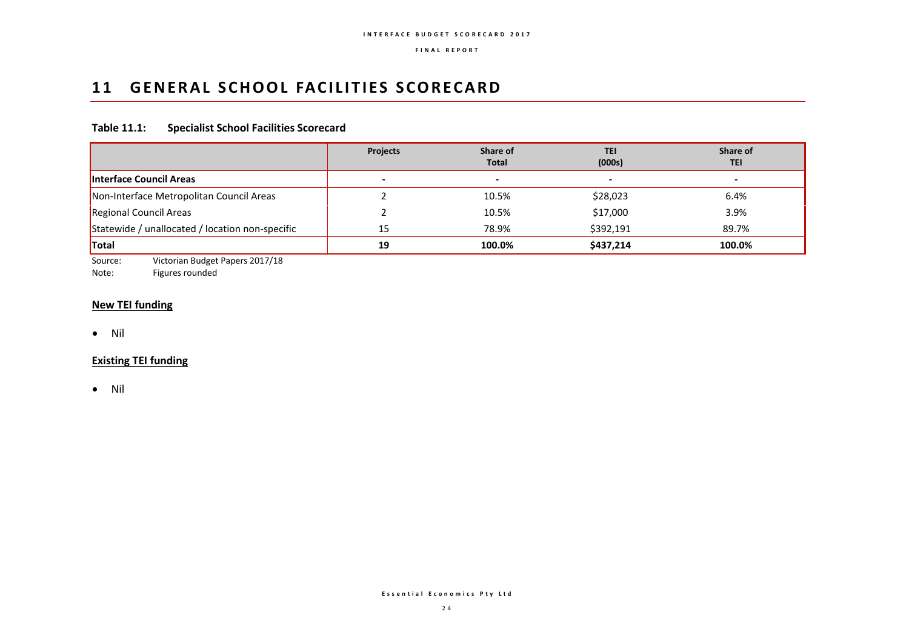# 11 GENERAL SCHOOL FACILITIES SCORECARD

**Table 11.1: Specialist School Facilities Scorecard**

| | Projects | Share of Total | TEI (000s) | Share of TEI |
|---|---|---|---|---|
| **Interface Council Areas** | - | - | - | - |
| Non-Interface Metropolitan Council Areas | 2 | 10.5% | $28,023 | 6.4% |
| Regional Council Areas | 2 | 10.5% | $17,000 | 3.9% |
| Statewide / unallocated / location non-specific | 15 | 78.9% | $392,191 | 89.7% |
| **Total** | **19** | **100.0%** | **$437,214** | **100.0%** |

Source: Victorian Budget Papers 2017/18
Note: Figures rounded

**New TEI funding**

- Nil

**Existing TEI funding**

- Nil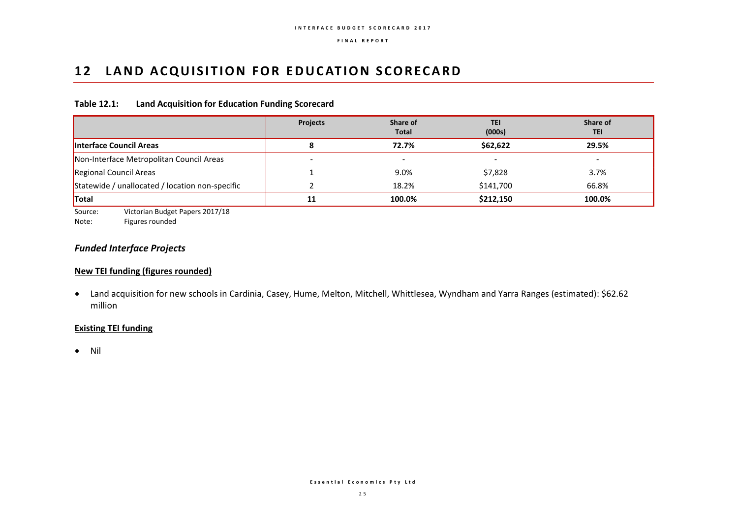# 12 LAND ACQUISITION FOR EDUCATION SCORECARD

**Table 12.1: Land Acquisition for Education Funding Scorecard**

| | Projects | Share of Total | TEI (000s) | Share of TEI |
|---|---|---|---|---|
| **Interface Council Areas** | **8** | **72.7%** | **$62,622** | **29.5%** |
| Non-Interface Metropolitan Council Areas | - | - | - | - |
| Regional Council Areas | 1 | 9.0% | $7,828 | 3.7% |
| Statewide / unallocated / location non-specific | 2 | 18.2% | $141,700 | 66.8% |
| **Total** | **11** | **100.0%** | **$212,150** | **100.0%** |

Source: Victorian Budget Papers 2017/18
Note: Figures rounded

### *Funded Interface Projects*

**New TEI funding (figures rounded)**

- Land acquisition for new schools in Cardinia, Casey, Hume, Melton, Mitchell, Whittlesea, Wyndham and Yarra Ranges (estimated): $62.62 million

**Existing TEI funding**

- Nil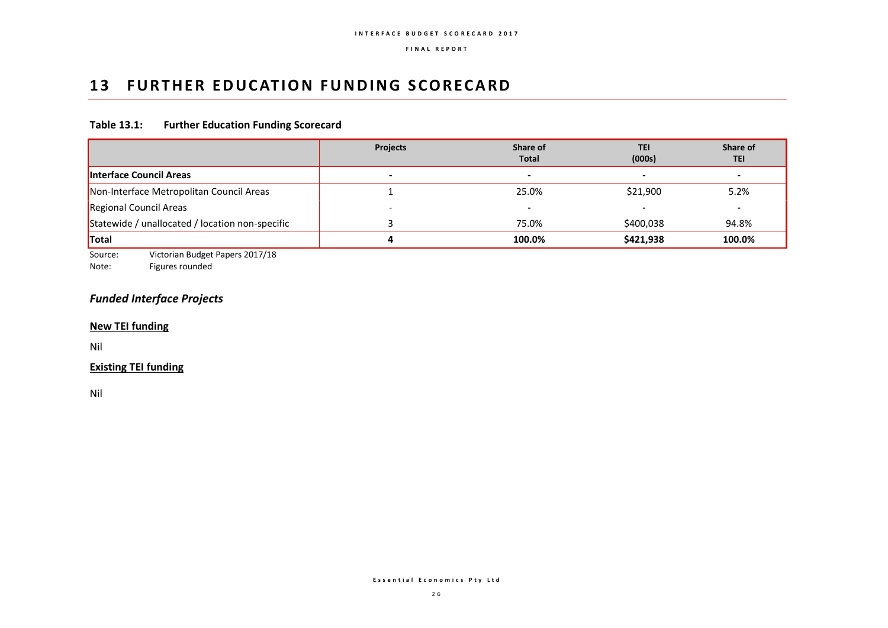# 13 FURTHER EDUCATION FUNDING SCORECARD

**Table 13.1: Further Education Funding Scorecard**

| | Projects | Share of Total | TEI (000s) | Share of TEI |
|---|---|---|---|---|
| **Interface Council Areas** | - | - | - | - |
| Non-Interface Metropolitan Council Areas | 1 | 25.0% | $21,900 | 5.2% |
| Regional Council Areas | - | - | - | - |
| Statewide / unallocated / location non-specific | 3 | 75.0% | $400,038 | 94.8% |
| **Total** | **4** | **100.0%** | **$421,938** | **100.0%** |

Source: Victorian Budget Papers 2017/18
Note: Figures rounded

## *Funded Interface Projects*

**New TEI funding**

Nil

**Existing TEI funding**

Nil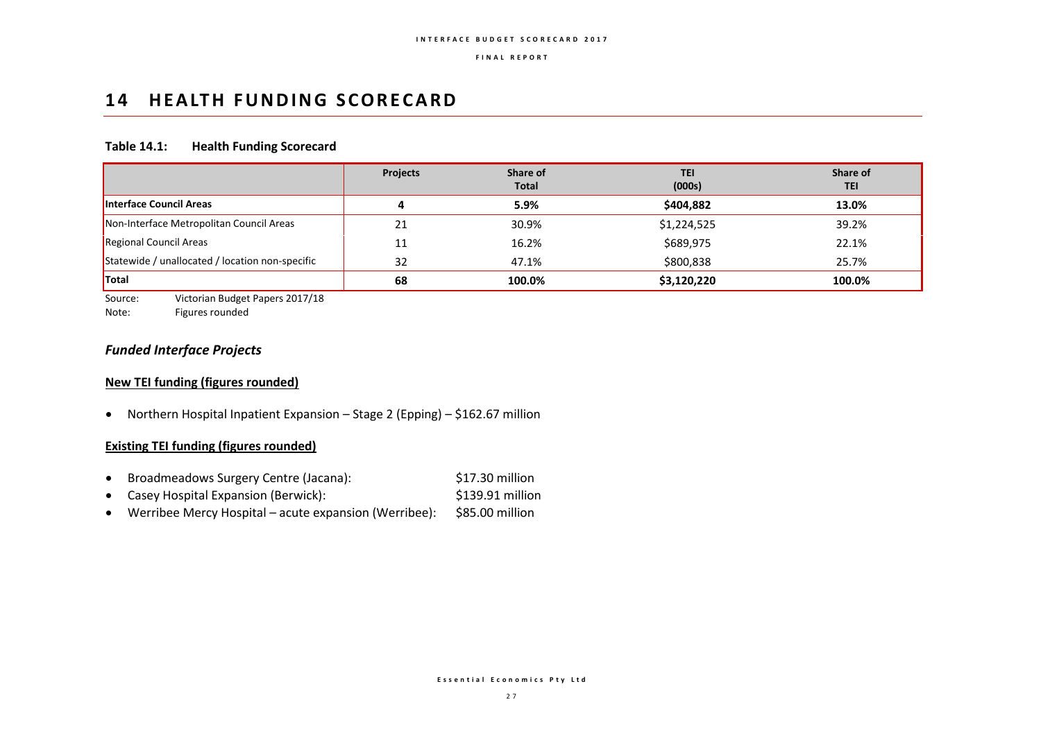# 14 HEALTH FUNDING SCORECARD

**Table 14.1: Health Funding Scorecard**

| | Projects | Share of Total | TEI (000s) | Share of TEI |
|---|---|---|---|---|
| **Interface Council Areas** | **4** | **5.9%** | **$404,882** | **13.0%** |
| Non-Interface Metropolitan Council Areas | 21 | 30.9% | $1,224,525 | 39.2% |
| Regional Council Areas | 11 | 16.2% | $689,975 | 22.1% |
| Statewide / unallocated / location non-specific | 32 | 47.1% | $800,838 | 25.7% |
| **Total** | **68** | **100.0%** | **$3,120,220** | **100.0%** |

Source: Victorian Budget Papers 2017/18
Note: Figures rounded

### *Funded Interface Projects*

**New TEI funding (figures rounded)**

- Northern Hospital Inpatient Expansion – Stage 2 (Epping) – $162.67 million

**Existing TEI funding (figures rounded)**

- Broadmeadows Surgery Centre (Jacana): $17.30 million
- Casey Hospital Expansion (Berwick): $139.91 million
- Werribee Mercy Hospital – acute expansion (Werribee): $85.00 million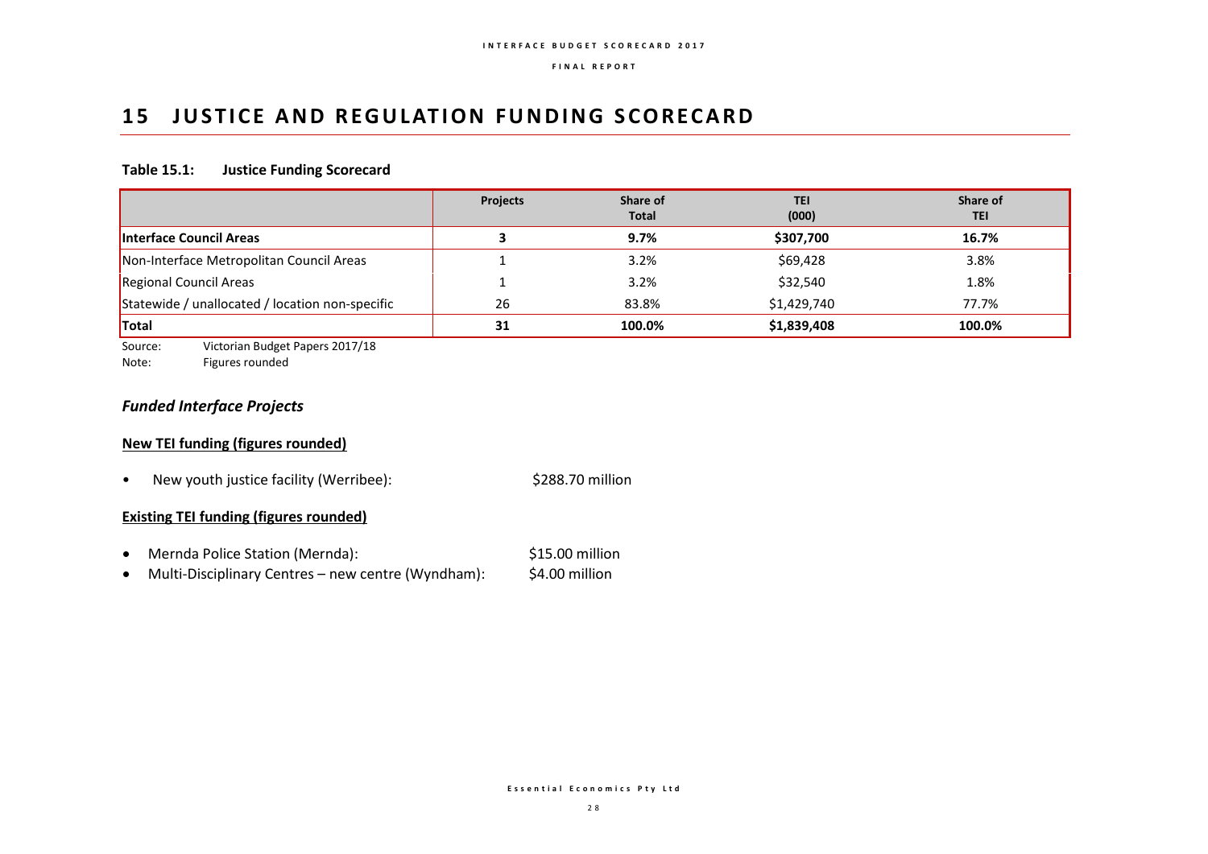# 15 JUSTICE AND REGULATION FUNDING SCORECARD

**Table 15.1: Justice Funding Scorecard**

| | Projects | Share of Total | TEI (000) | Share of TEI |
|---|---|---|---|---|
| **Interface Council Areas** | **3** | **9.7%** | **$307,700** | **16.7%** |
| Non-Interface Metropolitan Council Areas | 1 | 3.2% | $69,428 | 3.8% |
| Regional Council Areas | 1 | 3.2% | $32,540 | 1.8% |
| Statewide / unallocated / location non-specific | 26 | 83.8% | $1,429,740 | 77.7% |
| **Total** | **31** | **100.0%** | **$1,839,408** | **100.0%** |

Source: Victorian Budget Papers 2017/18
Note: Figures rounded

### *Funded Interface Projects*

**New TEI funding (figures rounded)**

- New youth justice facility (Werribee): $288.70 million

**Existing TEI funding (figures rounded)**

- Mernda Police Station (Mernda): $15.00 million
- Multi-Disciplinary Centres – new centre (Wyndham): $4.00 million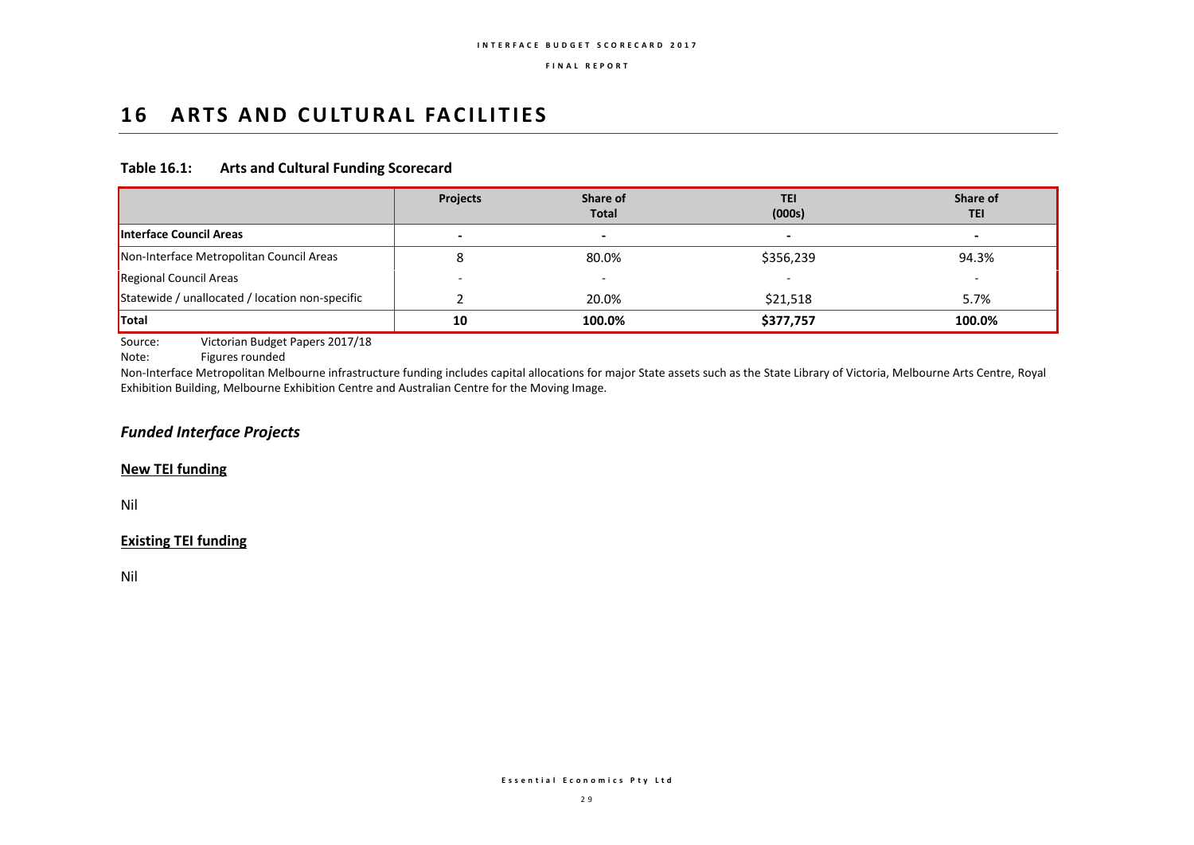# 16 ARTS AND CULTURAL FACILITIES

**Table 16.1: Arts and Cultural Funding Scorecard**

| | Projects | Share of Total | TEI (000s) | Share of TEI |
|---|---|---|---|---|
| **Interface Council Areas** | - | - | - | - |
| Non-Interface Metropolitan Council Areas | 8 | 80.0% | $356,239 | 94.3% |
| Regional Council Areas | - | - | - | - |
| Statewide / unallocated / location non-specific | 2 | 20.0% | $21,518 | 5.7% |
| **Total** | **10** | **100.0%** | **$377,757** | **100.0%** |

Source: Victorian Budget Papers 2017/18

Note: Figures rounded

Non-Interface Metropolitan Melbourne infrastructure funding includes capital allocations for major State assets such as the State Library of Victoria, Melbourne Arts Centre, Royal Exhibition Building, Melbourne Exhibition Centre and Australian Centre for the Moving Image.

## *Funded Interface Projects*

**New TEI funding**

Nil

**Existing TEI funding**

Nil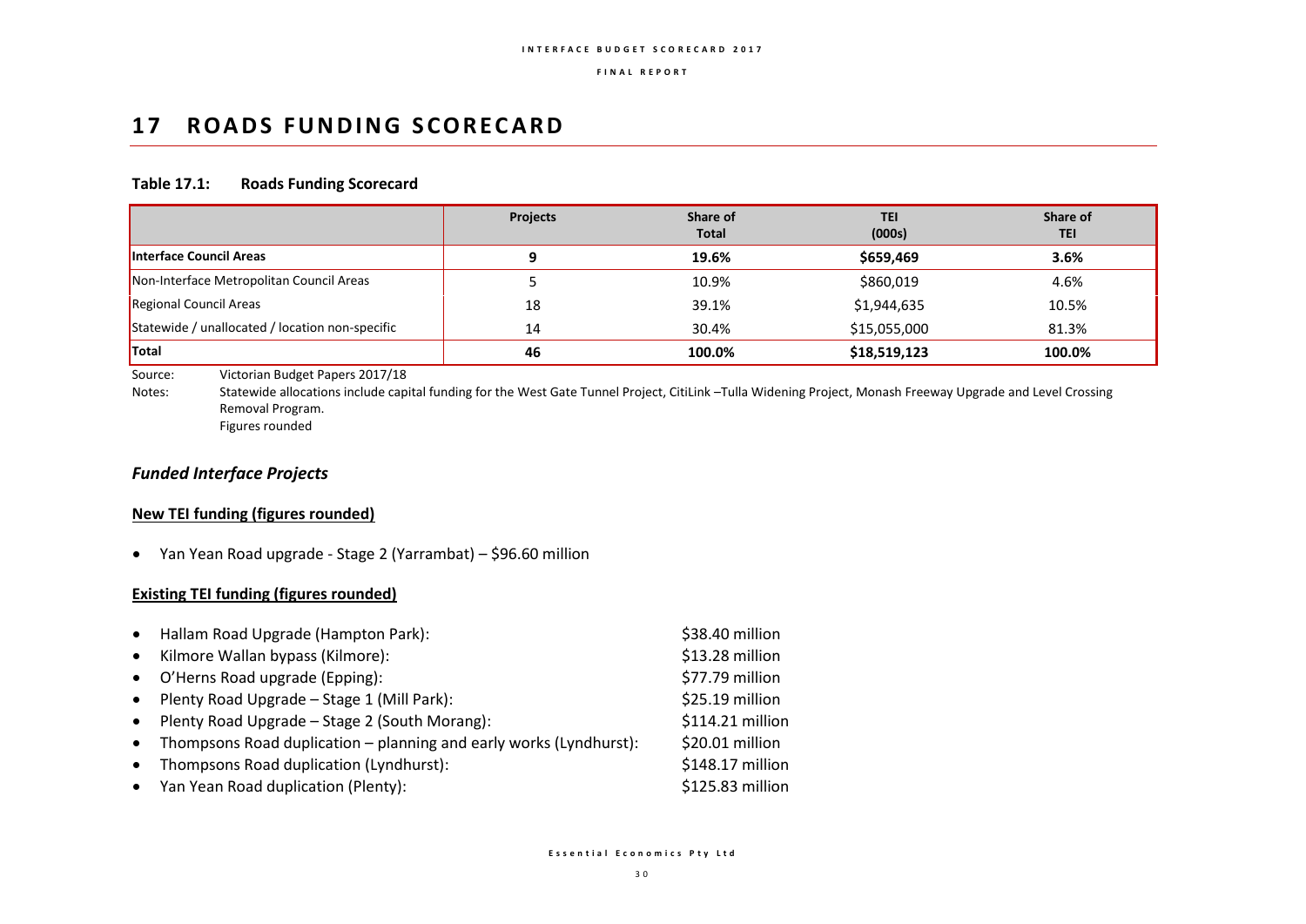# 17 ROADS FUNDING SCORECARD

### Table 17.1: Roads Funding Scorecard

| | Projects | Share of Total | TEI (000s) | Share of TEI |
|---|---|---|---|---|
| **Interface Council Areas** | **9** | **19.6%** | **$659,469** | **3.6%** |
| Non-Interface Metropolitan Council Areas | 5 | 10.9% | $860,019 | 4.6% |
| Regional Council Areas | 18 | 39.1% | $1,944,635 | 10.5% |
| Statewide / unallocated / location non-specific | 14 | 30.4% | $15,055,000 | 81.3% |
| **Total** | **46** | **100.0%** | **$18,519,123** | **100.0%** |

Source: Victorian Budget Papers 2017/18

Notes: Statewide allocations include capital funding for the West Gate Tunnel Project, CitiLink –Tulla Widening Project, Monash Freeway Upgrade and Level Crossing Removal Program.
Figures rounded

## *Funded Interface Projects*

**New TEI funding (figures rounded)**

- Yan Yean Road upgrade - Stage 2 (Yarrambat) – $96.60 million

**Existing TEI funding (figures rounded)**

- Hallam Road Upgrade (Hampton Park): $38.40 million
- Kilmore Wallan bypass (Kilmore): $13.28 million
- O'Herns Road upgrade (Epping): $77.79 million
- Plenty Road Upgrade – Stage 1 (Mill Park): $25.19 million
- Plenty Road Upgrade – Stage 2 (South Morang): $114.21 million
- Thompsons Road duplication – planning and early works (Lyndhurst): $20.01 million
- Thompsons Road duplication (Lyndhurst): $148.17 million
- Yan Yean Road duplication (Plenty): $125.83 million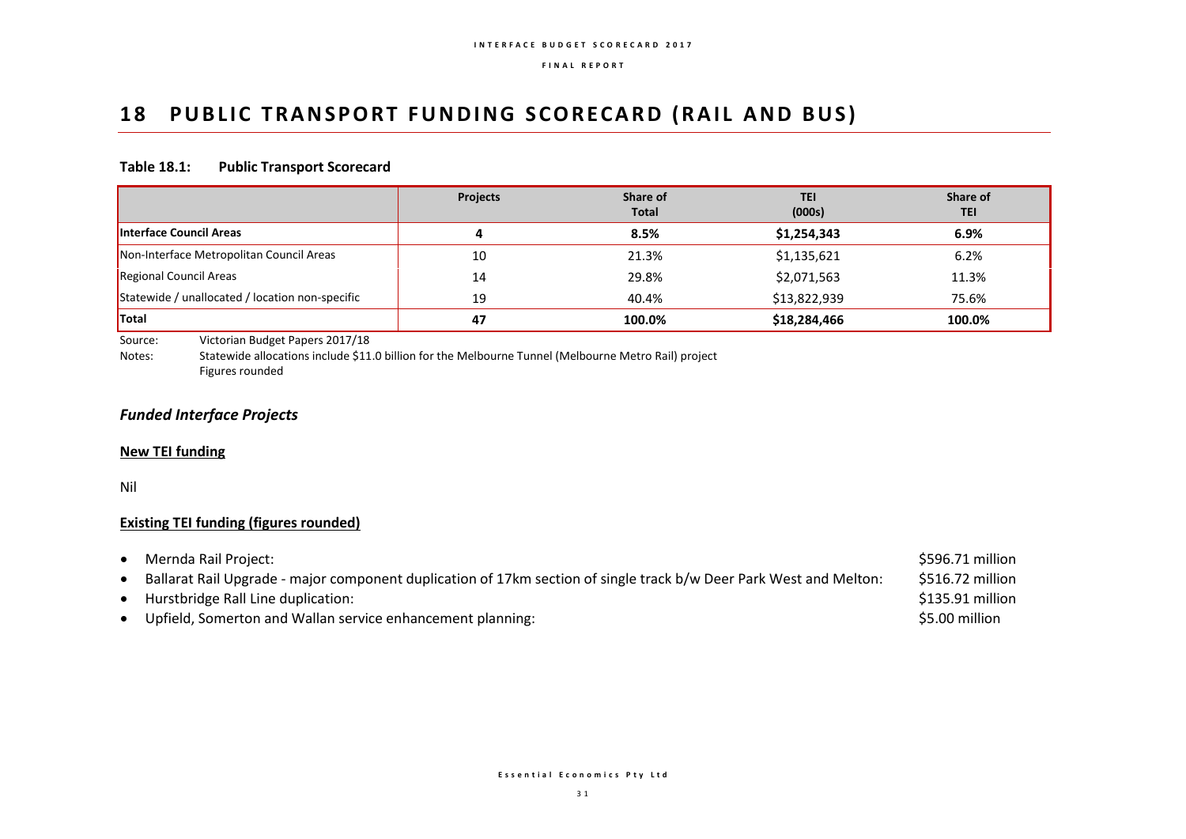# 18 PUBLIC TRANSPORT FUNDING SCORECARD (RAIL AND BUS)

**Table 18.1: Public Transport Scorecard**

| | Projects | Share of Total | TEI (000s) | Share of TEI |
|---|---|---|---|---|
| **Interface Council Areas** | **4** | **8.5%** | **$1,254,343** | **6.9%** |
| Non-Interface Metropolitan Council Areas | 10 | 21.3% | $1,135,621 | 6.2% |
| Regional Council Areas | 14 | 29.8% | $2,071,563 | 11.3% |
| Statewide / unallocated / location non-specific | 19 | 40.4% | $13,822,939 | 75.6% |
| **Total** | **47** | **100.0%** | **$18,284,466** | **100.0%** |

Source: Victorian Budget Papers 2017/18

Notes: Statewide allocations include $11.0 billion for the Melbourne Tunnel (Melbourne Metro Rail) project
Figures rounded

## *Funded Interface Projects*

**New TEI funding**

Nil

**Existing TEI funding (figures rounded)**

- Mernda Rail Project: $596.71 million
- Ballarat Rail Upgrade - major component duplication of 17km section of single track b/w Deer Park West and Melton: $516.72 million
- Hurstbridge Rall Line duplication: $135.91 million
- Upfield, Somerton and Wallan service enhancement planning: $5.00 million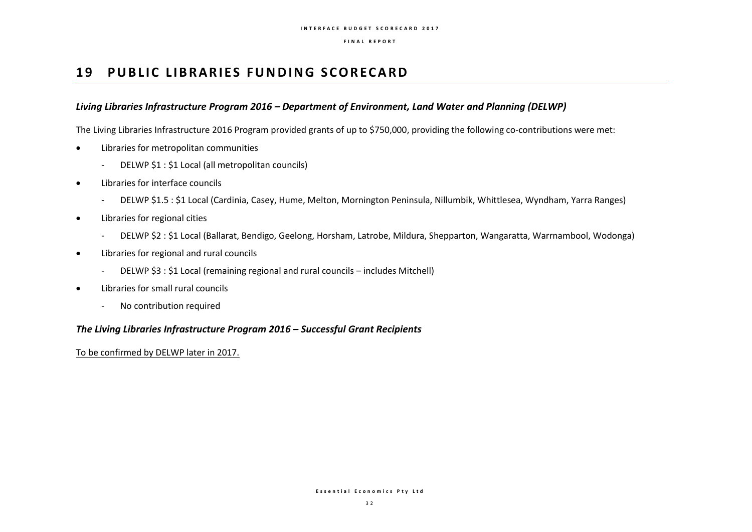# 19 PUBLIC LIBRARIES FUNDING SCORECARD

### *Living Libraries Infrastructure Program 2016 – Department of Environment, Land Water and Planning (DELWP)*

The Living Libraries Infrastructure 2016 Program provided grants of up to $750,000, providing the following co-contributions were met:

- Libraries for metropolitan communities
  - DELWP $1 : $1 Local (all metropolitan councils)
- Libraries for interface councils
  - DELWP $1.5 : $1 Local (Cardinia, Casey, Hume, Melton, Mornington Peninsula, Nillumbik, Whittlesea, Wyndham, Yarra Ranges)
- Libraries for regional cities
  - DELWP $2 : $1 Local (Ballarat, Bendigo, Geelong, Horsham, Latrobe, Mildura, Shepparton, Wangaratta, Warrnambool, Wodonga)
- Libraries for regional and rural councils
  - DELWP $3 : $1 Local (remaining regional and rural councils – includes Mitchell)
- Libraries for small rural councils
  - No contribution required

### *The Living Libraries Infrastructure Program 2016 – Successful Grant Recipients*

To be confirmed by DELWP later in 2017.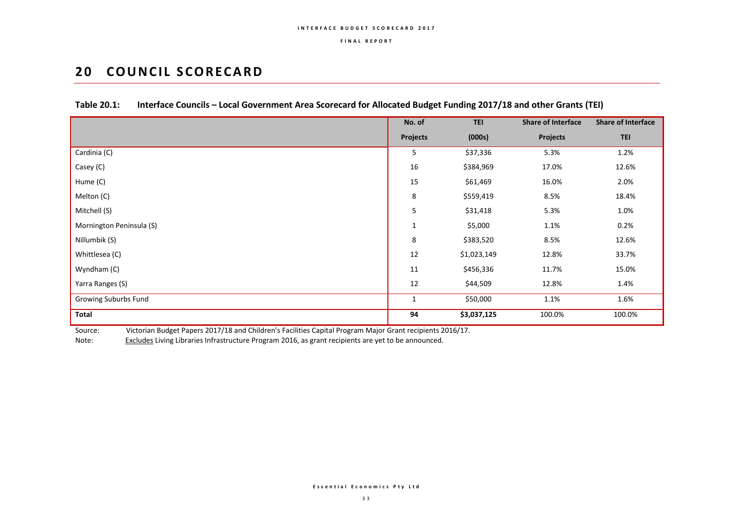# 20 COUNCIL SCORECARD

**Table 20.1: Interface Councils – Local Government Area Scorecard for Allocated Budget Funding 2017/18 and other Grants (TEI)**

| | No. of Projects | TEI (000s) | Share of Interface Projects | Share of Interface TEI |
|---|---|---|---|---|
| Cardinia (C) | 5 | $37,336 | 5.3% | 1.2% |
| Casey (C) | 16 | $384,969 | 17.0% | 12.6% |
| Hume (C) | 15 | $61,469 | 16.0% | 2.0% |
| Melton (C) | 8 | $559,419 | 8.5% | 18.4% |
| Mitchell (S) | 5 | $31,418 | 5.3% | 1.0% |
| Mornington Peninsula (S) | 1 | $5,000 | 1.1% | 0.2% |
| Nillumbik (S) | 8 | $383,520 | 8.5% | 12.6% |
| Whittlesea (C) | 12 | $1,023,149 | 12.8% | 33.7% |
| Wyndham (C) | 11 | $456,336 | 11.7% | 15.0% |
| Yarra Ranges (S) | 12 | $44,509 | 12.8% | 1.4% |
| Growing Suburbs Fund | 1 | $50,000 | 1.1% | 1.6% |
| **Total** | **94** | **$3,037,125** | 100.0% | 100.0% |

Source: Victorian Budget Papers 2017/18 and Children's Facilities Capital Program Major Grant recipients 2016/17.

Note: Excludes Living Libraries Infrastructure Program 2016, as grant recipients are yet to be announced.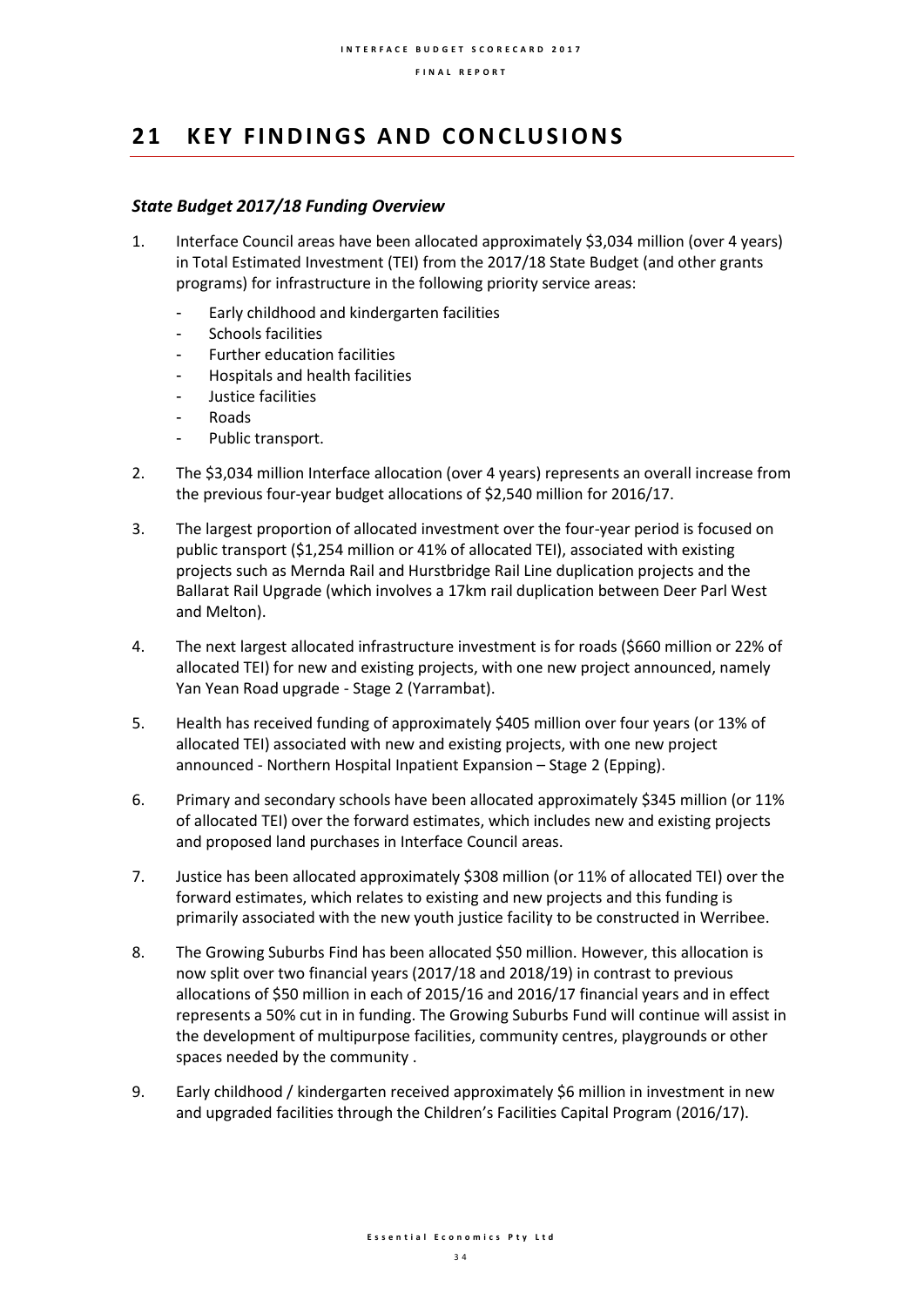# 21 KEY FINDINGS AND CONCLUSIONS

### *State Budget 2017/18 Funding Overview*

1. Interface Council areas have been allocated approximately $3,034 million (over 4 years) in Total Estimated Investment (TEI) from the 2017/18 State Budget (and other grants programs) for infrastructure in the following priority service areas:
   - Early childhood and kindergarten facilities
   - Schools facilities
   - Further education facilities
   - Hospitals and health facilities
   - Justice facilities
   - Roads
   - Public transport.
2. The $3,034 million Interface allocation (over 4 years) represents an overall increase from the previous four-year budget allocations of $2,540 million for 2016/17.
3. The largest proportion of allocated investment over the four-year period is focused on public transport ($1,254 million or 41% of allocated TEI), associated with existing projects such as Mernda Rail and Hurstbridge Rail Line duplication projects and the Ballarat Rail Upgrade (which involves a 17km rail duplication between Deer Parl West and Melton).
4. The next largest allocated infrastructure investment is for roads ($660 million or 22% of allocated TEI) for new and existing projects, with one new project announced, namely Yan Yean Road upgrade - Stage 2 (Yarrambat).
5. Health has received funding of approximately $405 million over four years (or 13% of allocated TEI) associated with new and existing projects, with one new project announced - Northern Hospital Inpatient Expansion – Stage 2 (Epping).
6. Primary and secondary schools have been allocated approximately $345 million (or 11% of allocated TEI) over the forward estimates, which includes new and existing projects and proposed land purchases in Interface Council areas.
7. Justice has been allocated approximately $308 million (or 11% of allocated TEI) over the forward estimates, which relates to existing and new projects and this funding is primarily associated with the new youth justice facility to be constructed in Werribee.
8. The Growing Suburbs Find has been allocated $50 million. However, this allocation is now split over two financial years (2017/18 and 2018/19) in contrast to previous allocations of $50 million in each of 2015/16 and 2016/17 financial years and in effect represents a 50% cut in in funding. The Growing Suburbs Fund will continue will assist in the development of multipurpose facilities, community centres, playgrounds or other spaces needed by the community .
9. Early childhood / kindergarten received approximately $6 million in investment in new and upgraded facilities through the Children's Facilities Capital Program (2016/17).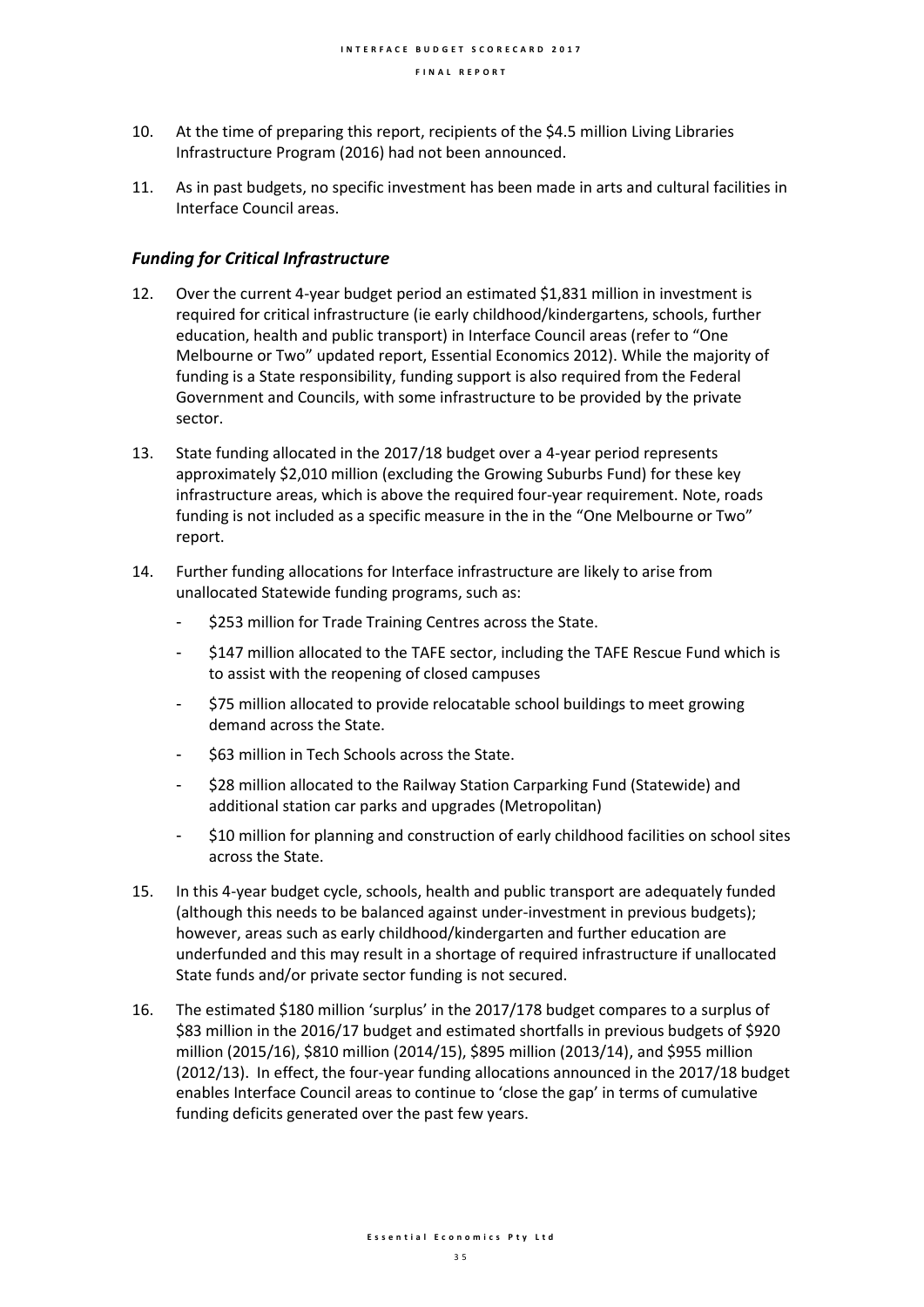10. At the time of preparing this report, recipients of the $4.5 million Living Libraries Infrastructure Program (2016) had not been announced.

11. As in past budgets, no specific investment has been made in arts and cultural facilities in Interface Council areas.

### *Funding for Critical Infrastructure*

12. Over the current 4-year budget period an estimated $1,831 million in investment is required for critical infrastructure (ie early childhood/kindergartens, schools, further education, health and public transport) in Interface Council areas (refer to "One Melbourne or Two" updated report, Essential Economics 2012). While the majority of funding is a State responsibility, funding support is also required from the Federal Government and Councils, with some infrastructure to be provided by the private sector.

13. State funding allocated in the 2017/18 budget over a 4-year period represents approximately $2,010 million (excluding the Growing Suburbs Fund) for these key infrastructure areas, which is above the required four-year requirement. Note, roads funding is not included as a specific measure in the in the "One Melbourne or Two" report.

14. Further funding allocations for Interface infrastructure are likely to arise from unallocated Statewide funding programs, such as:

    - $253 million for Trade Training Centres across the State.
    - $147 million allocated to the TAFE sector, including the TAFE Rescue Fund which is to assist with the reopening of closed campuses
    - $75 million allocated to provide relocatable school buildings to meet growing demand across the State.
    - $63 million in Tech Schools across the State.
    - $28 million allocated to the Railway Station Carparking Fund (Statewide) and additional station car parks and upgrades (Metropolitan)
    - $10 million for planning and construction of early childhood facilities on school sites across the State.

15. In this 4-year budget cycle, schools, health and public transport are adequately funded (although this needs to be balanced against under-investment in previous budgets); however, areas such as early childhood/kindergarten and further education are underfunded and this may result in a shortage of required infrastructure if unallocated State funds and/or private sector funding is not secured.

16. The estimated $180 million 'surplus' in the 2017/178 budget compares to a surplus of $83 million in the 2016/17 budget and estimated shortfalls in previous budgets of $920 million (2015/16), $810 million (2014/15), $895 million (2013/14), and $955 million (2012/13). In effect, the four-year funding allocations announced in the 2017/18 budget enables Interface Council areas to continue to 'close the gap' in terms of cumulative funding deficits generated over the past few years.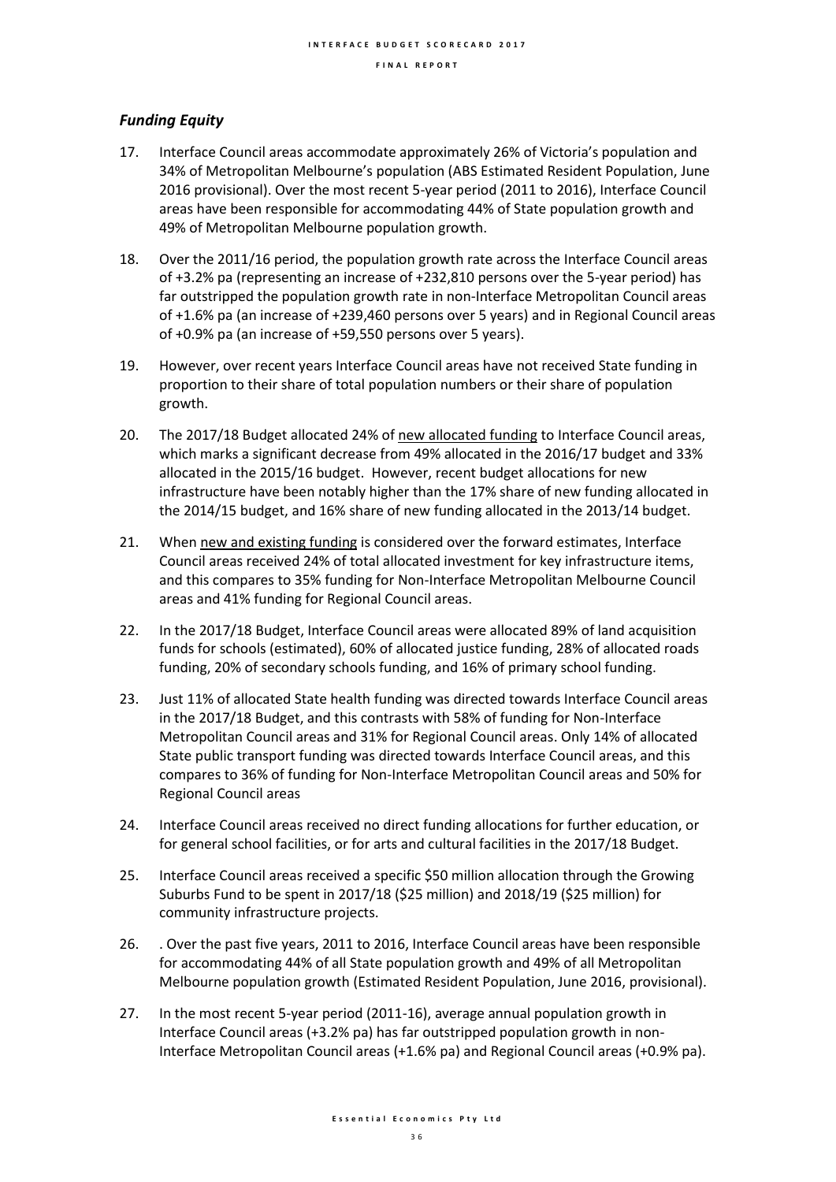## *Funding Equity*

17. Interface Council areas accommodate approximately 26% of Victoria's population and 34% of Metropolitan Melbourne's population (ABS Estimated Resident Population, June 2016 provisional). Over the most recent 5-year period (2011 to 2016), Interface Council areas have been responsible for accommodating 44% of State population growth and 49% of Metropolitan Melbourne population growth.

18. Over the 2011/16 period, the population growth rate across the Interface Council areas of +3.2% pa (representing an increase of +232,810 persons over the 5-year period) has far outstripped the population growth rate in non-Interface Metropolitan Council areas of +1.6% pa (an increase of +239,460 persons over 5 years) and in Regional Council areas of +0.9% pa (an increase of +59,550 persons over 5 years).

19. However, over recent years Interface Council areas have not received State funding in proportion to their share of total population numbers or their share of population growth.

20. The 2017/18 Budget allocated 24% of new allocated funding to Interface Council areas, which marks a significant decrease from 49% allocated in the 2016/17 budget and 33% allocated in the 2015/16 budget. However, recent budget allocations for new infrastructure have been notably higher than the 17% share of new funding allocated in the 2014/15 budget, and 16% share of new funding allocated in the 2013/14 budget.

21. When new and existing funding is considered over the forward estimates, Interface Council areas received 24% of total allocated investment for key infrastructure items, and this compares to 35% funding for Non-Interface Metropolitan Melbourne Council areas and 41% funding for Regional Council areas.

22. In the 2017/18 Budget, Interface Council areas were allocated 89% of land acquisition funds for schools (estimated), 60% of allocated justice funding, 28% of allocated roads funding, 20% of secondary schools funding, and 16% of primary school funding.

23. Just 11% of allocated State health funding was directed towards Interface Council areas in the 2017/18 Budget, and this contrasts with 58% of funding for Non-Interface Metropolitan Council areas and 31% for Regional Council areas. Only 14% of allocated State public transport funding was directed towards Interface Council areas, and this compares to 36% of funding for Non-Interface Metropolitan Council areas and 50% for Regional Council areas

24. Interface Council areas received no direct funding allocations for further education, or for general school facilities, or for arts and cultural facilities in the 2017/18 Budget.

25. Interface Council areas received a specific $50 million allocation through the Growing Suburbs Fund to be spent in 2017/18 ($25 million) and 2018/19 ($25 million) for community infrastructure projects.

26. . Over the past five years, 2011 to 2016, Interface Council areas have been responsible for accommodating 44% of all State population growth and 49% of all Metropolitan Melbourne population growth (Estimated Resident Population, June 2016, provisional).

27. In the most recent 5-year period (2011-16), average annual population growth in Interface Council areas (+3.2% pa) has far outstripped population growth in non-Interface Metropolitan Council areas (+1.6% pa) and Regional Council areas (+0.9% pa).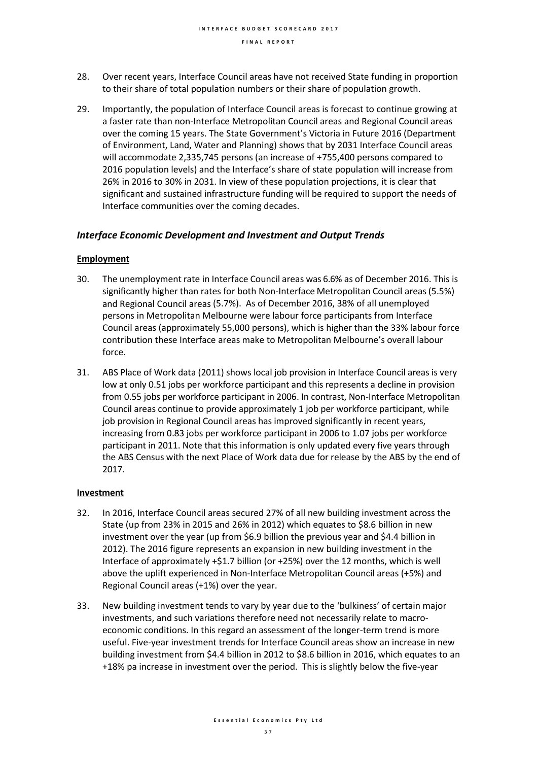28. Over recent years, Interface Council areas have not received State funding in proportion to their share of total population numbers or their share of population growth.

29. Importantly, the population of Interface Council areas is forecast to continue growing at a faster rate than non-Interface Metropolitan Council areas and Regional Council areas over the coming 15 years. The State Government's Victoria in Future 2016 (Department of Environment, Land, Water and Planning) shows that by 2031 Interface Council areas will accommodate 2,335,745 persons (an increase of +755,400 persons compared to 2016 population levels) and the Interface's share of state population will increase from 26% in 2016 to 30% in 2031. In view of these population projections, it is clear that significant and sustained infrastructure funding will be required to support the needs of Interface communities over the coming decades.

### *Interface Economic Development and Investment and Output Trends*

**Employment**

30. The unemployment rate in Interface Council areas was 6.6% as of December 2016. This is significantly higher than rates for both Non-Interface Metropolitan Council areas (5.5%) and Regional Council areas (5.7%). As of December 2016, 38% of all unemployed persons in Metropolitan Melbourne were labour force participants from Interface Council areas (approximately 55,000 persons), which is higher than the 33% labour force contribution these Interface areas make to Metropolitan Melbourne's overall labour force.

31. ABS Place of Work data (2011) shows local job provision in Interface Council areas is very low at only 0.51 jobs per workforce participant and this represents a decline in provision from 0.55 jobs per workforce participant in 2006. In contrast, Non-Interface Metropolitan Council areas continue to provide approximately 1 job per workforce participant, while job provision in Regional Council areas has improved significantly in recent years, increasing from 0.83 jobs per workforce participant in 2006 to 1.07 jobs per workforce participant in 2011. Note that this information is only updated every five years through the ABS Census with the next Place of Work data due for release by the ABS by the end of 2017.

**Investment**

32. In 2016, Interface Council areas secured 27% of all new building investment across the State (up from 23% in 2015 and 26% in 2012) which equates to $8.6 billion in new investment over the year (up from $6.9 billion the previous year and $4.4 billion in 2012). The 2016 figure represents an expansion in new building investment in the Interface of approximately +$1.7 billion (or +25%) over the 12 months, which is well above the uplift experienced in Non-Interface Metropolitan Council areas (+5%) and Regional Council areas (+1%) over the year.

33. New building investment tends to vary by year due to the 'bulkiness' of certain major investments, and such variations therefore need not necessarily relate to macro-economic conditions. In this regard an assessment of the longer-term trend is more useful. Five-year investment trends for Interface Council areas show an increase in new building investment from $4.4 billion in 2012 to $8.6 billion in 2016, which equates to an +18% pa increase in investment over the period. This is slightly below the five-year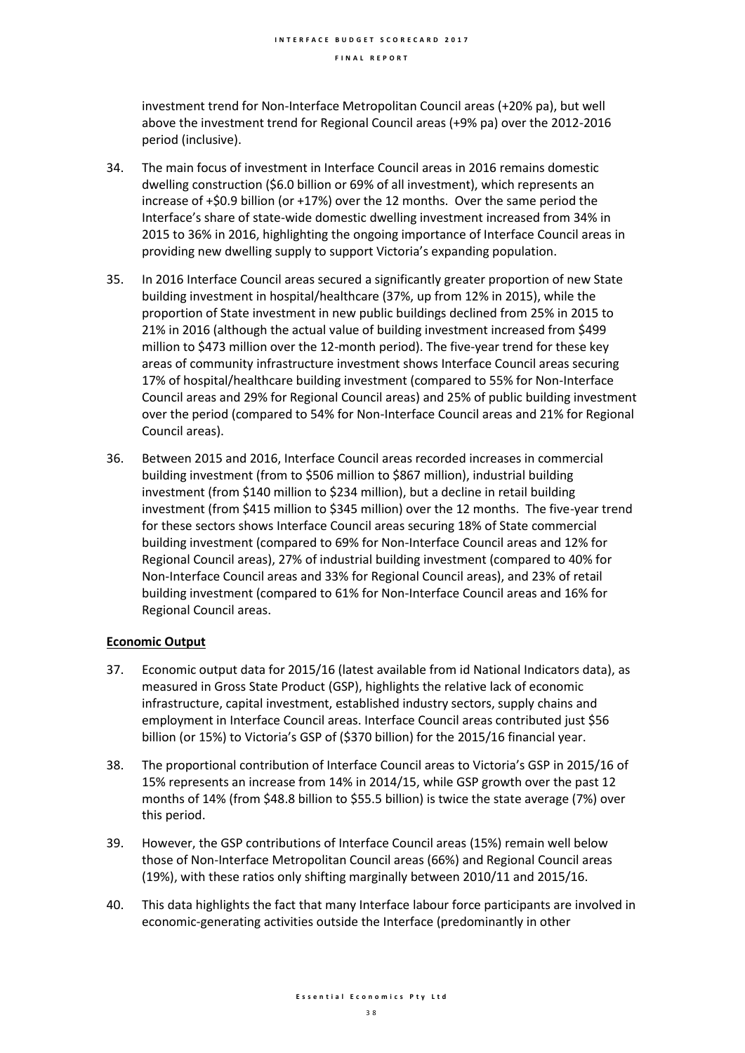investment trend for Non-Interface Metropolitan Council areas (+20% pa), but well above the investment trend for Regional Council areas (+9% pa) over the 2012-2016 period (inclusive).

34. The main focus of investment in Interface Council areas in 2016 remains domestic dwelling construction ($6.0 billion or 69% of all investment), which represents an increase of +$0.9 billion (or +17%) over the 12 months. Over the same period the Interface's share of state-wide domestic dwelling investment increased from 34% in 2015 to 36% in 2016, highlighting the ongoing importance of Interface Council areas in providing new dwelling supply to support Victoria's expanding population.

35. In 2016 Interface Council areas secured a significantly greater proportion of new State building investment in hospital/healthcare (37%, up from 12% in 2015), while the proportion of State investment in new public buildings declined from 25% in 2015 to 21% in 2016 (although the actual value of building investment increased from $499 million to $473 million over the 12-month period). The five-year trend for these key areas of community infrastructure investment shows Interface Council areas securing 17% of hospital/healthcare building investment (compared to 55% for Non-Interface Council areas and 29% for Regional Council areas) and 25% of public building investment over the period (compared to 54% for Non-Interface Council areas and 21% for Regional Council areas).

36. Between 2015 and 2016, Interface Council areas recorded increases in commercial building investment (from to $506 million to $867 million), industrial building investment (from $140 million to $234 million), but a decline in retail building investment (from $415 million to $345 million) over the 12 months. The five-year trend for these sectors shows Interface Council areas securing 18% of State commercial building investment (compared to 69% for Non-Interface Council areas and 12% for Regional Council areas), 27% of industrial building investment (compared to 40% for Non-Interface Council areas and 33% for Regional Council areas), and 23% of retail building investment (compared to 61% for Non-Interface Council areas and 16% for Regional Council areas.

**Economic Output**

37. Economic output data for 2015/16 (latest available from id National Indicators data), as measured in Gross State Product (GSP), highlights the relative lack of economic infrastructure, capital investment, established industry sectors, supply chains and employment in Interface Council areas. Interface Council areas contributed just $56 billion (or 15%) to Victoria's GSP of ($370 billion) for the 2015/16 financial year.

38. The proportional contribution of Interface Council areas to Victoria's GSP in 2015/16 of 15% represents an increase from 14% in 2014/15, while GSP growth over the past 12 months of 14% (from $48.8 billion to $55.5 billion) is twice the state average (7%) over this period.

39. However, the GSP contributions of Interface Council areas (15%) remain well below those of Non-Interface Metropolitan Council areas (66%) and Regional Council areas (19%), with these ratios only shifting marginally between 2010/11 and 2015/16.

40. This data highlights the fact that many Interface labour force participants are involved in economic-generating activities outside the Interface (predominantly in other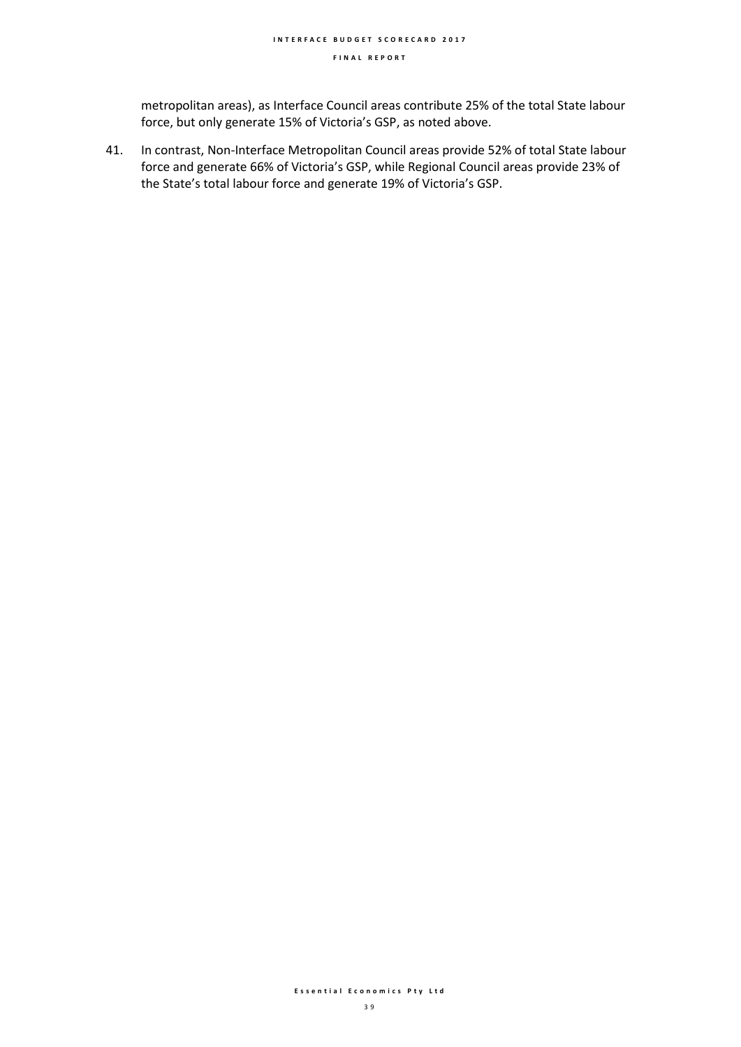metropolitan areas), as Interface Council areas contribute 25% of the total State labour force, but only generate 15% of Victoria's GSP, as noted above.

41. In contrast, Non-Interface Metropolitan Council areas provide 52% of total State labour force and generate 66% of Victoria's GSP, while Regional Council areas provide 23% of the State's total labour force and generate 19% of Victoria's GSP.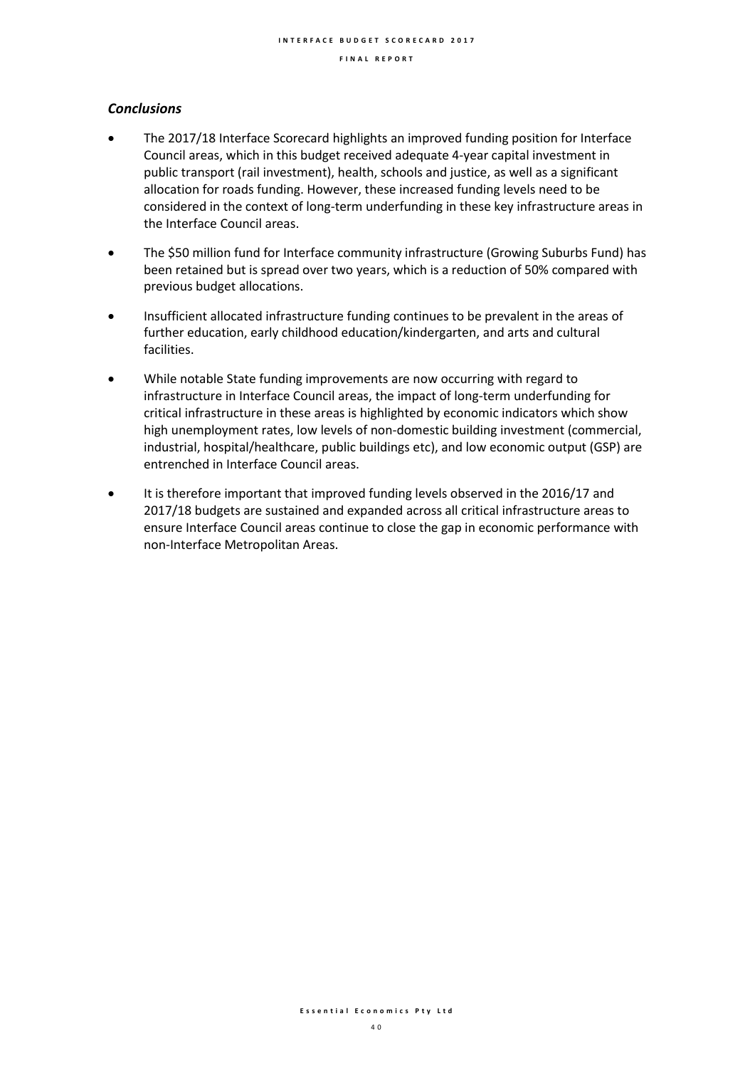### *Conclusions*

- The 2017/18 Interface Scorecard highlights an improved funding position for Interface Council areas, which in this budget received adequate 4-year capital investment in public transport (rail investment), health, schools and justice, as well as a significant allocation for roads funding. However, these increased funding levels need to be considered in the context of long-term underfunding in these key infrastructure areas in the Interface Council areas.
- The $50 million fund for Interface community infrastructure (Growing Suburbs Fund) has been retained but is spread over two years, which is a reduction of 50% compared with previous budget allocations.
- Insufficient allocated infrastructure funding continues to be prevalent in the areas of further education, early childhood education/kindergarten, and arts and cultural facilities.
- While notable State funding improvements are now occurring with regard to infrastructure in Interface Council areas, the impact of long-term underfunding for critical infrastructure in these areas is highlighted by economic indicators which show high unemployment rates, low levels of non-domestic building investment (commercial, industrial, hospital/healthcare, public buildings etc), and low economic output (GSP) are entrenched in Interface Council areas.
- It is therefore important that improved funding levels observed in the 2016/17 and 2017/18 budgets are sustained and expanded across all critical infrastructure areas to ensure Interface Council areas continue to close the gap in economic performance with non-Interface Metropolitan Areas.